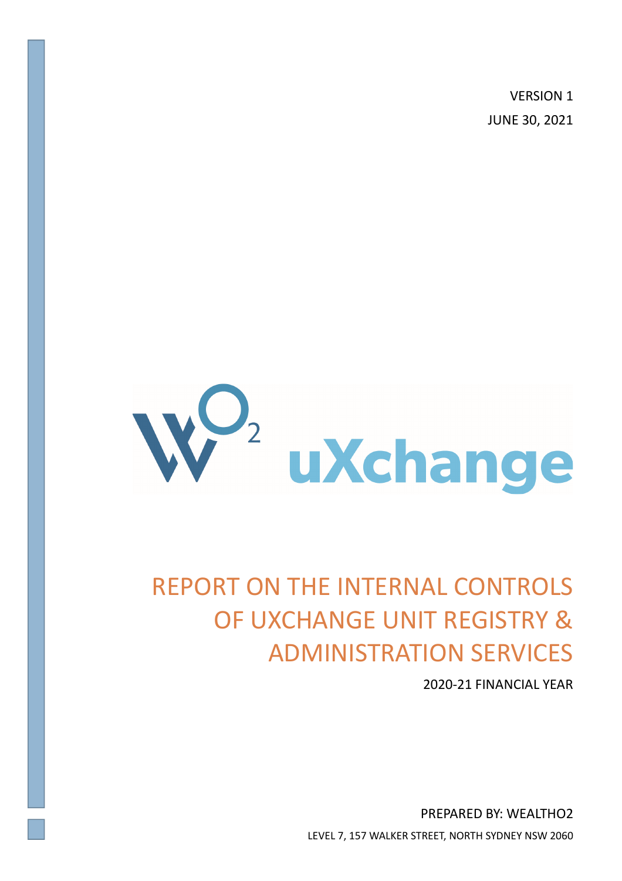VERSION 1

JUNE 30, 2021

# REPORT ON THE INTERNAL CONTROLS OF UXCHANGE UNIT REGISTRY & ADMINISTRATION SERVICES

2020-21 FINANCIAL YEAR

PREPARED BY: WEALTHO2

LEVEL 7, 157 WALKER STREET, NORTH SYDNEY NSW 2060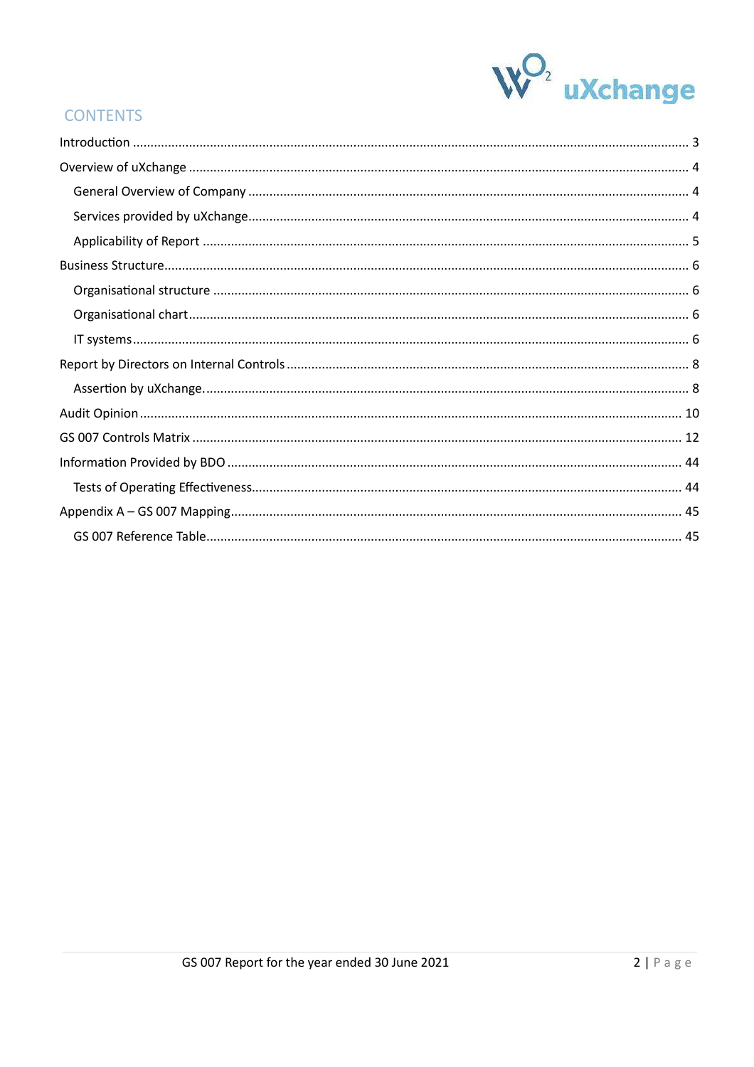## CONTENTS

Introduction ........................................................................ 3

Overview of uXchange ........................................................................ 4

- General Overview of Company ........................................................................ 4
- Services provided by uXchange ........................................................................ 4
- Applicability of Report ........................................................................ 5

Business Structure ........................................................................ 6

- Organisational structure ........................................................................ 6
- Organisational chart ........................................................................ 6
- IT systems ........................................................................ 6

Report by Directors on Internal Controls ........................................................................ 8

- Assertion by uXchange. ........................................................................ 8

Audit Opinion ........................................................................ 10

GS 007 Controls Matrix ........................................................................ 12

Information Provided by BDO ........................................................................ 44

- Tests of Operating Effectiveness ........................................................................ 44

Appendix A – GS 007 Mapping ........................................................................ 45

- GS 007 Reference Table ........................................................................ 45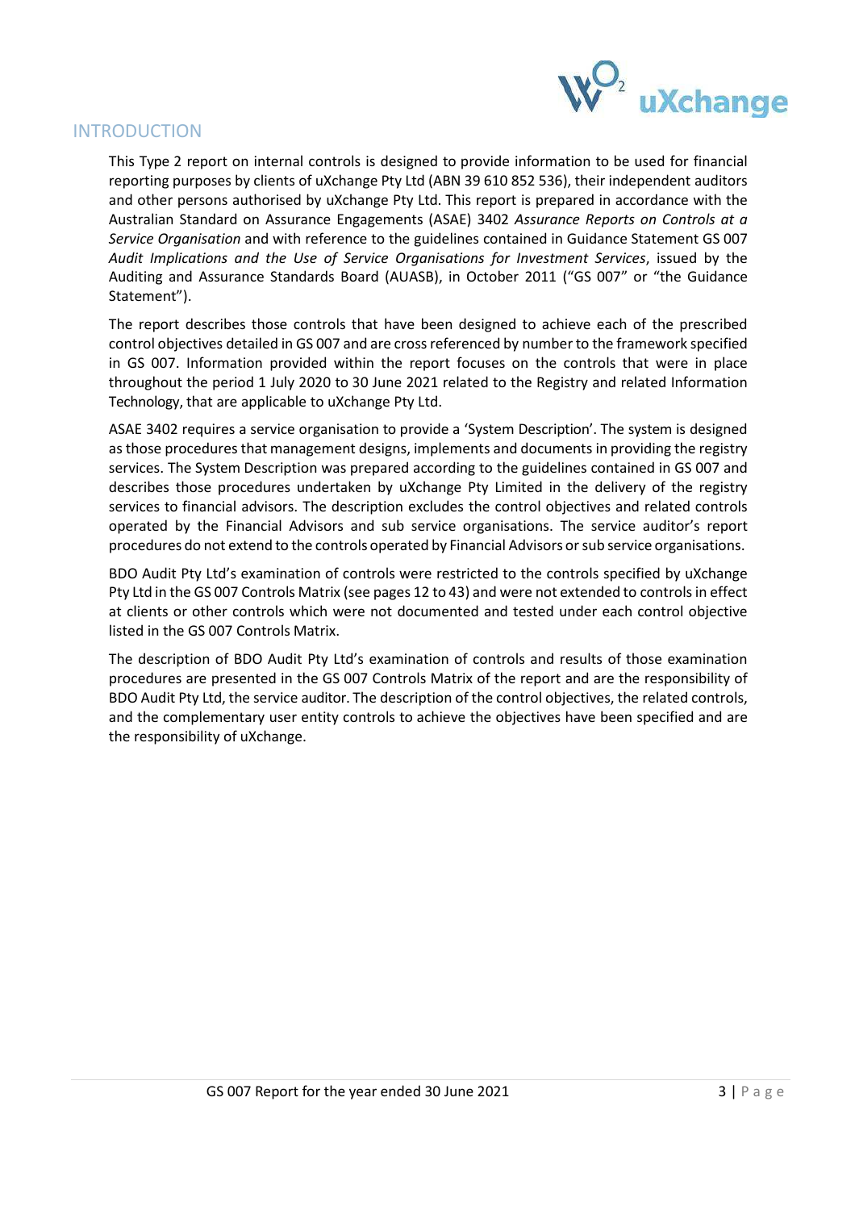# INTRODUCTION

This Type 2 report on internal controls is designed to provide information to be used for financial reporting purposes by clients of uXchange Pty Ltd (ABN 39 610 852 536), their independent auditors and other persons authorised by uXchange Pty Ltd. This report is prepared in accordance with the Australian Standard on Assurance Engagements (ASAE) 3402 *Assurance Reports on Controls at a Service Organisation* and with reference to the guidelines contained in Guidance Statement GS 007 *Audit Implications and the Use of Service Organisations for Investment Services*, issued by the Auditing and Assurance Standards Board (AUASB), in October 2011 ("GS 007" or "the Guidance Statement").

The report describes those controls that have been designed to achieve each of the prescribed control objectives detailed in GS 007 and are cross referenced by number to the framework specified in GS 007. Information provided within the report focuses on the controls that were in place throughout the period 1 July 2020 to 30 June 2021 related to the Registry and related Information Technology, that are applicable to uXchange Pty Ltd.

ASAE 3402 requires a service organisation to provide a 'System Description'. The system is designed as those procedures that management designs, implements and documents in providing the registry services. The System Description was prepared according to the guidelines contained in GS 007 and describes those procedures undertaken by uXchange Pty Limited in the delivery of the registry services to financial advisors. The description excludes the control objectives and related controls operated by the Financial Advisors and sub service organisations. The service auditor's report procedures do not extend to the controls operated by Financial Advisors or sub service organisations.

BDO Audit Pty Ltd's examination of controls were restricted to the controls specified by uXchange Pty Ltd in the GS 007 Controls Matrix (see pages 12 to 43) and were not extended to controls in effect at clients or other controls which were not documented and tested under each control objective listed in the GS 007 Controls Matrix.

The description of BDO Audit Pty Ltd's examination of controls and results of those examination procedures are presented in the GS 007 Controls Matrix of the report and are the responsibility of BDO Audit Pty Ltd, the service auditor. The description of the control objectives, the related controls, and the complementary user entity controls to achieve the objectives have been specified and are the responsibility of uXchange.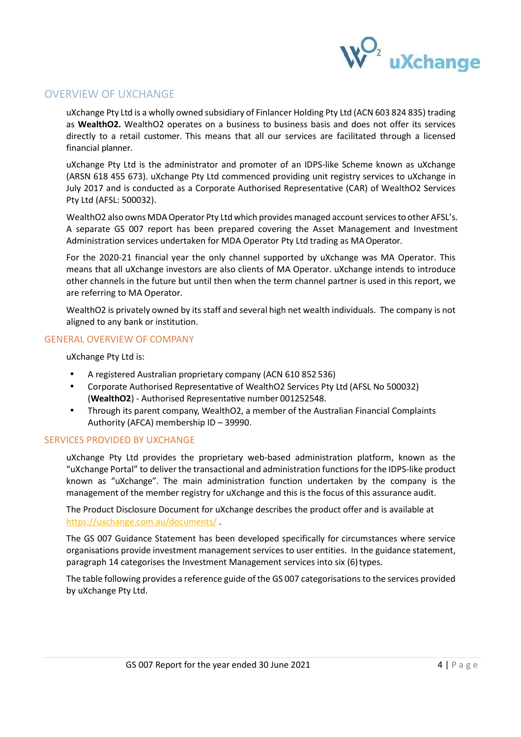## OVERVIEW OF UXCHANGE

uXchange Pty Ltd is a wholly owned subsidiary of Finlancer Holding Pty Ltd (ACN 603 824 835) trading as **WealthO2.** WealthO2 operates on a business to business basis and does not offer its services directly to a retail customer. This means that all our services are facilitated through a licensed financial planner.

uXchange Pty Ltd is the administrator and promoter of an IDPS-like Scheme known as uXchange (ARSN 618 455 673). uXchange Pty Ltd commenced providing unit registry services to uXchange in July 2017 and is conducted as a Corporate Authorised Representative (CAR) of WealthO2 Services Pty Ltd (AFSL: 500032).

WealthO2 also owns MDA Operator Pty Ltd which provides managed account services to other AFSL's. A separate GS 007 report has been prepared covering the Asset Management and Investment Administration services undertaken for MDA Operator Pty Ltd trading as MA Operator.

For the 2020-21 financial year the only channel supported by uXchange was MA Operator. This means that all uXchange investors are also clients of MA Operator. uXchange intends to introduce other channels in the future but until then when the term channel partner is used in this report, we are referring to MA Operator.

WealthO2 is privately owned by its staff and several high net wealth individuals. The company is not aligned to any bank or institution.

### GENERAL OVERVIEW OF COMPANY

uXchange Pty Ltd is:

- A registered Australian proprietary company (ACN 610 852 536)
- Corporate Authorised Representative of WealthO2 Services Pty Ltd (AFSL No 500032) (**WealthO2**) - Authorised Representative number 001252548.
- Through its parent company, WealthO2, a member of the Australian Financial Complaints Authority (AFCA) membership ID – 39990.

### SERVICES PROVIDED BY UXCHANGE

uXchange Pty Ltd provides the proprietary web-based administration platform, known as the "uXchange Portal" to deliver the transactional and administration functions for the IDPS-like product known as "uXchange". The main administration function undertaken by the company is the management of the member registry for uXchange and this is the focus of this assurance audit.

The Product Disclosure Document for uXchange describes the product offer and is available at https://uxchange.com.au/documents/ .

The GS 007 Guidance Statement has been developed specifically for circumstances where service organisations provide investment management services to user entities. In the guidance statement, paragraph 14 categorises the Investment Management services into six (6) types.

The table following provides a reference guide of the GS 007 categorisations to the services provided by uXchange Pty Ltd.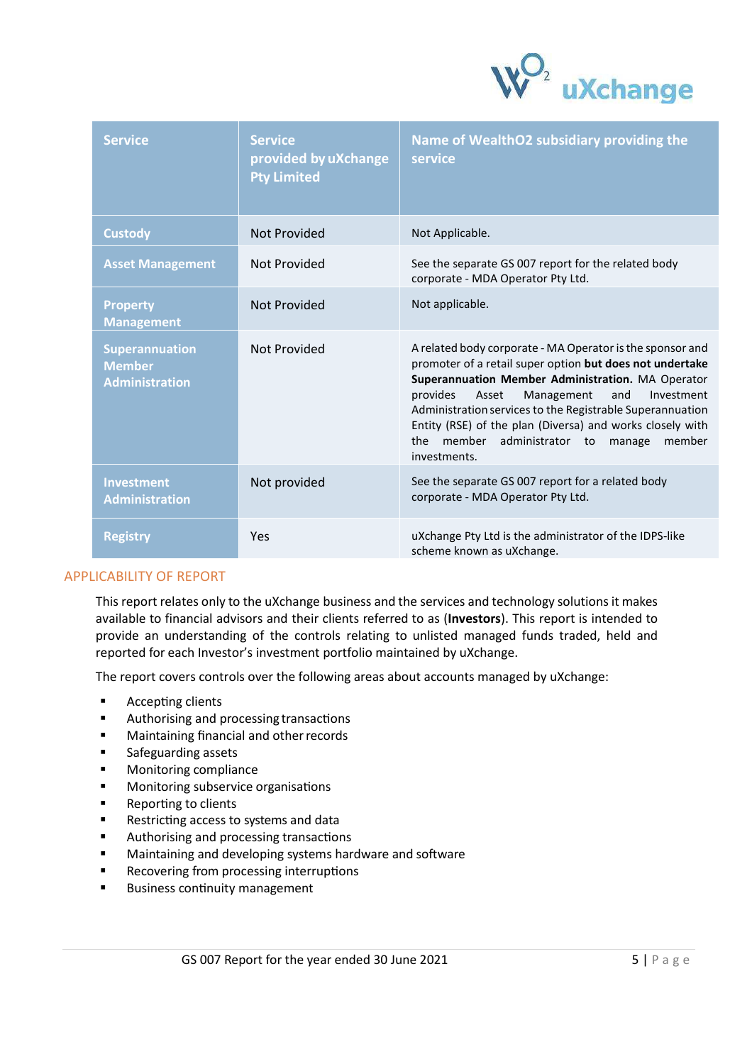| Service | Service provided by uXchange Pty Limited | Name of WealthO2 subsidiary providing the service |
|---|---|---|
| Custody | Not Provided | Not Applicable. |
| Asset Management | Not Provided | See the separate GS 007 report for the related body corporate - MDA Operator Pty Ltd. |
| Property Management | Not Provided | Not applicable. |
| Superannuation Member Administration | Not Provided | A related body corporate - MA Operator is the sponsor and promoter of a retail super option **but does not undertake Superannuation Member Administration.** MA Operator provides Asset Management and Investment Administration services to the Registrable Superannuation Entity (RSE) of the plan (Diversa) and works closely with the member administrator to manage member investments. |
| Investment Administration | Not provided | See the separate GS 007 report for a related body corporate - MDA Operator Pty Ltd. |
| Registry | Yes | uXchange Pty Ltd is the administrator of the IDPS-like scheme known as uXchange. |

## APPLICABILITY OF REPORT

This report relates only to the uXchange business and the services and technology solutions it makes available to financial advisors and their clients referred to as (**Investors**). This report is intended to provide an understanding of the controls relating to unlisted managed funds traded, held and reported for each Investor's investment portfolio maintained by uXchange.

The report covers controls over the following areas about accounts managed by uXchange:

- Accepting clients
- Authorising and processing transactions
- Maintaining financial and other records
- Safeguarding assets
- Monitoring compliance
- Monitoring subservice organisations
- Reporting to clients
- Restricting access to systems and data
- Authorising and processing transactions
- Maintaining and developing systems hardware and software
- Recovering from processing interruptions
- Business continuity management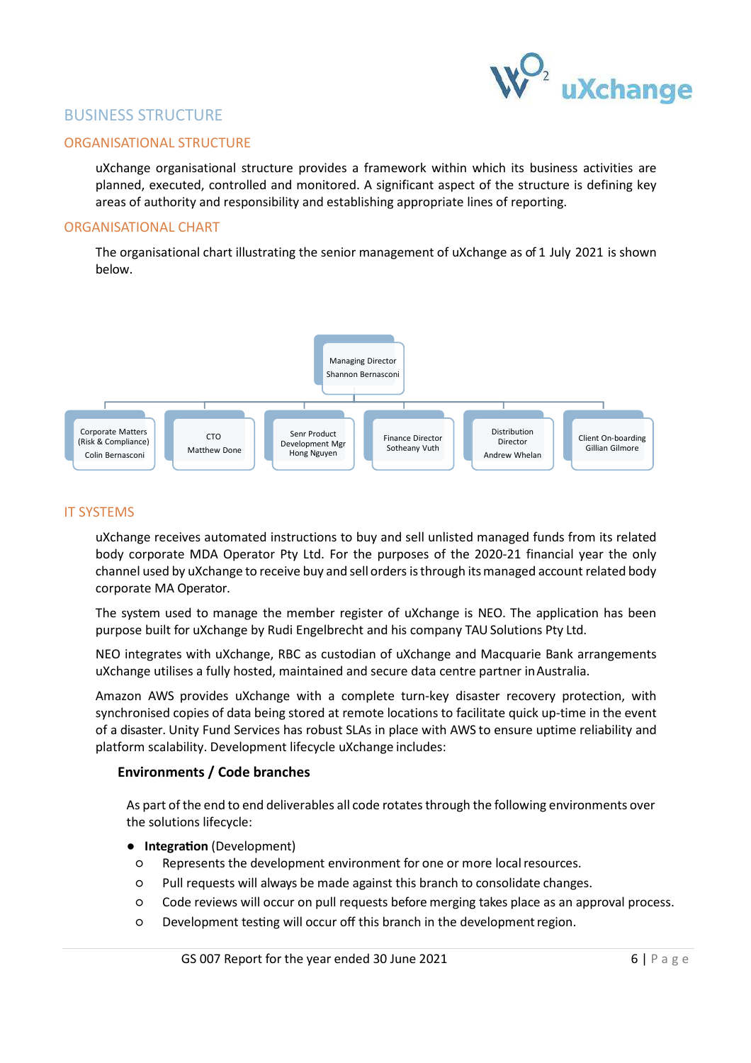# BUSINESS STRUCTURE

## ORGANISATIONAL STRUCTURE

uXchange organisational structure provides a framework within which its business activities are planned, executed, controlled and monitored. A significant aspect of the structure is defining key areas of authority and responsibility and establishing appropriate lines of reporting.

## ORGANISATIONAL CHART

The organisational chart illustrating the senior management of uXchange as of 1 July 2021 is shown below.

- Managing Director – Shannon Bernasconi
  - Corporate Matters (Risk & Compliance) – Colin Bernasconi
  - CTO – Matthew Done
  - Senr Product Development Mgr – Hong Nguyen
  - Finance Director – Sotheany Vuth
  - Distribution Director – Andrew Whelan
  - Client On-boarding – Gillian Gilmore

## IT SYSTEMS

uXchange receives automated instructions to buy and sell unlisted managed funds from its related body corporate MDA Operator Pty Ltd. For the purposes of the 2020-21 financial year the only channel used by uXchange to receive buy and sell orders is through its managed account related body corporate MA Operator.

The system used to manage the member register of uXchange is NEO. The application has been purpose built for uXchange by Rudi Engelbrecht and his company TAU Solutions Pty Ltd.

NEO integrates with uXchange, RBC as custodian of uXchange and Macquarie Bank arrangements uXchange utilises a fully hosted, maintained and secure data centre partner in Australia.

Amazon AWS provides uXchange with a complete turn-key disaster recovery protection, with synchronised copies of data being stored at remote locations to facilitate quick up-time in the event of a disaster. Unity Fund Services has robust SLAs in place with AWS to ensure uptime reliability and platform scalability. Development lifecycle uXchange includes:

### Environments / Code branches

As part of the end to end deliverables all code rotates through the following environments over the solutions lifecycle:

- **Integration** (Development)
  - Represents the development environment for one or more local resources.
  - Pull requests will always be made against this branch to consolidate changes.
  - Code reviews will occur on pull requests before merging takes place as an approval process.
  - Development testing will occur off this branch in the development region.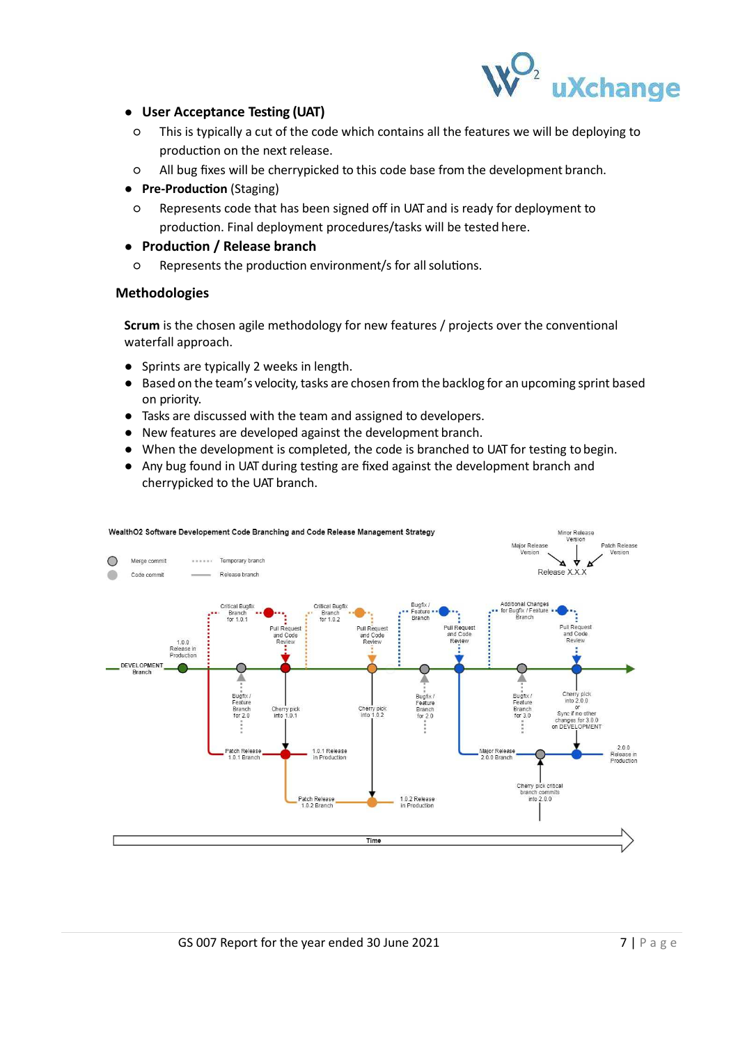- **User Acceptance Testing (UAT)**
  - This is typically a cut of the code which contains all the features we will be deploying to production on the next release.
  - All bug fixes will be cherrypicked to this code base from the development branch.
- **Pre-Production** (Staging)
  - Represents code that has been signed off in UAT and is ready for deployment to production. Final deployment procedures/tasks will be tested here.
- **Production / Release branch**
  - Represents the production environment/s for all solutions.

## Methodologies

**Scrum** is the chosen agile methodology for new features / projects over the conventional waterfall approach.

- Sprints are typically 2 weeks in length.
- Based on the team's velocity, tasks are chosen from the backlog for an upcoming sprint based on priority.
- Tasks are discussed with the team and assigned to developers.
- New features are developed against the development branch.
- When the development is completed, the code is branched to UAT for testing to begin.
- Any bug found in UAT during testing are fixed against the development branch and cherrypicked to the UAT branch.

WealthO2 Software Developement Code Branching and Code Release Management Strategy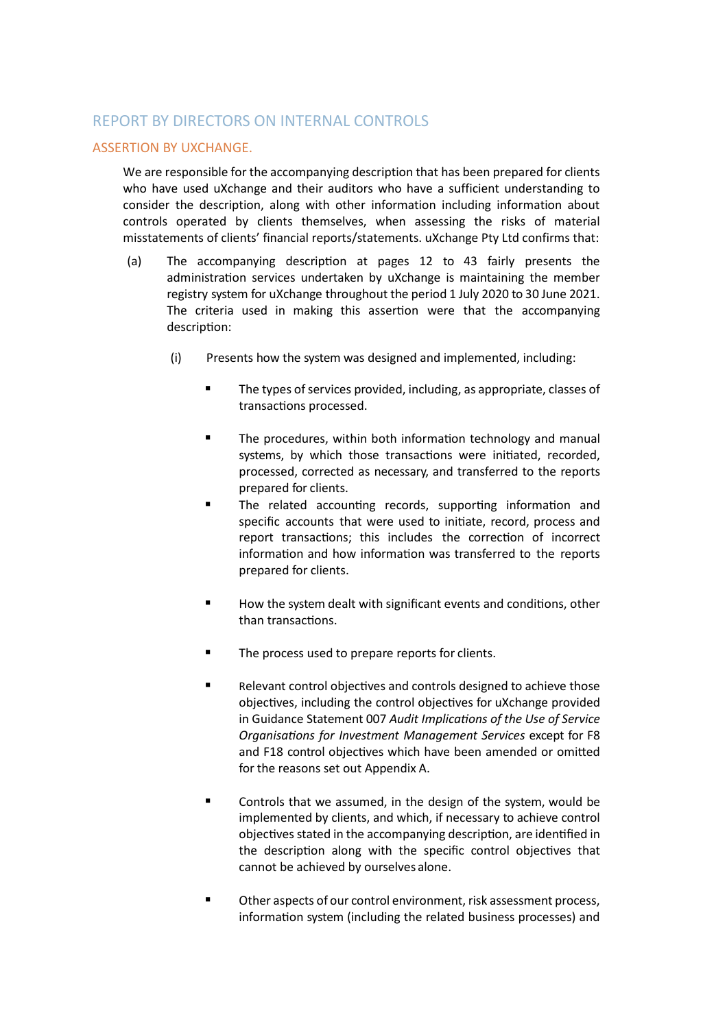## REPORT BY DIRECTORS ON INTERNAL CONTROLS

### ASSERTION BY UXCHANGE.

We are responsible for the accompanying description that has been prepared for clients who have used uXchange and their auditors who have a sufficient understanding to consider the description, along with other information including information about controls operated by clients themselves, when assessing the risks of material misstatements of clients' financial reports/statements. uXchange Pty Ltd confirms that:

(a) The accompanying description at pages 12 to 43 fairly presents the administration services undertaken by uXchange is maintaining the member registry system for uXchange throughout the period 1 July 2020 to 30 June 2021. The criteria used in making this assertion were that the accompanying description:

(i) Presents how the system was designed and implemented, including:

- The types of services provided, including, as appropriate, classes of transactions processed.
- The procedures, within both information technology and manual systems, by which those transactions were initiated, recorded, processed, corrected as necessary, and transferred to the reports prepared for clients.
- The related accounting records, supporting information and specific accounts that were used to initiate, record, process and report transactions; this includes the correction of incorrect information and how information was transferred to the reports prepared for clients.
- How the system dealt with significant events and conditions, other than transactions.
- The process used to prepare reports for clients.
- Relevant control objectives and controls designed to achieve those objectives, including the control objectives for uXchange provided in Guidance Statement 007 *Audit Implications of the Use of Service Organisations for Investment Management Services* except for F8 and F18 control objectives which have been amended or omitted for the reasons set out Appendix A.
- Controls that we assumed, in the design of the system, would be implemented by clients, and which, if necessary to achieve control objectives stated in the accompanying description, are identified in the description along with the specific control objectives that cannot be achieved by ourselves alone.
- Other aspects of our control environment, risk assessment process, information system (including the related business processes) and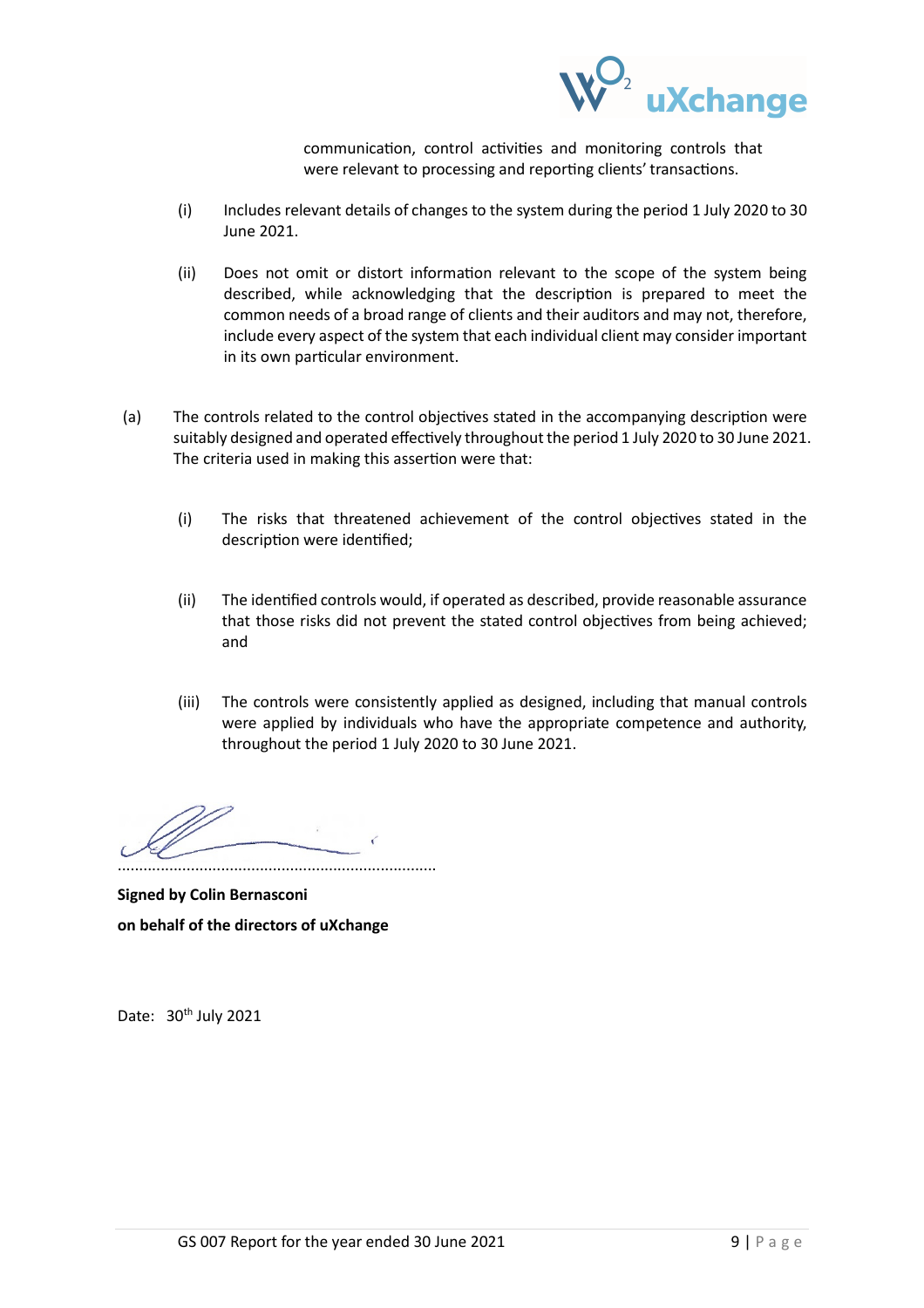communication, control activities and monitoring controls that were relevant to processing and reporting clients' transactions.

(i) Includes relevant details of changes to the system during the period 1 July 2020 to 30 June 2021.

(ii) Does not omit or distort information relevant to the scope of the system being described, while acknowledging that the description is prepared to meet the common needs of a broad range of clients and their auditors and may not, therefore, include every aspect of the system that each individual client may consider important in its own particular environment.

(a) The controls related to the control objectives stated in the accompanying description were suitably designed and operated effectively throughout the period 1 July 2020 to 30 June 2021. The criteria used in making this assertion were that:

(i) The risks that threatened achievement of the control objectives stated in the description were identified;

(ii) The identified controls would, if operated as described, provide reasonable assurance that those risks did not prevent the stated control objectives from being achieved; and

(iii) The controls were consistently applied as designed, including that manual controls were applied by individuals who have the appropriate competence and authority, throughout the period 1 July 2020 to 30 June 2021.

.........................................................................

**Signed by Colin Bernasconi**

**on behalf of the directors of uXchange**

Date: 30th July 2021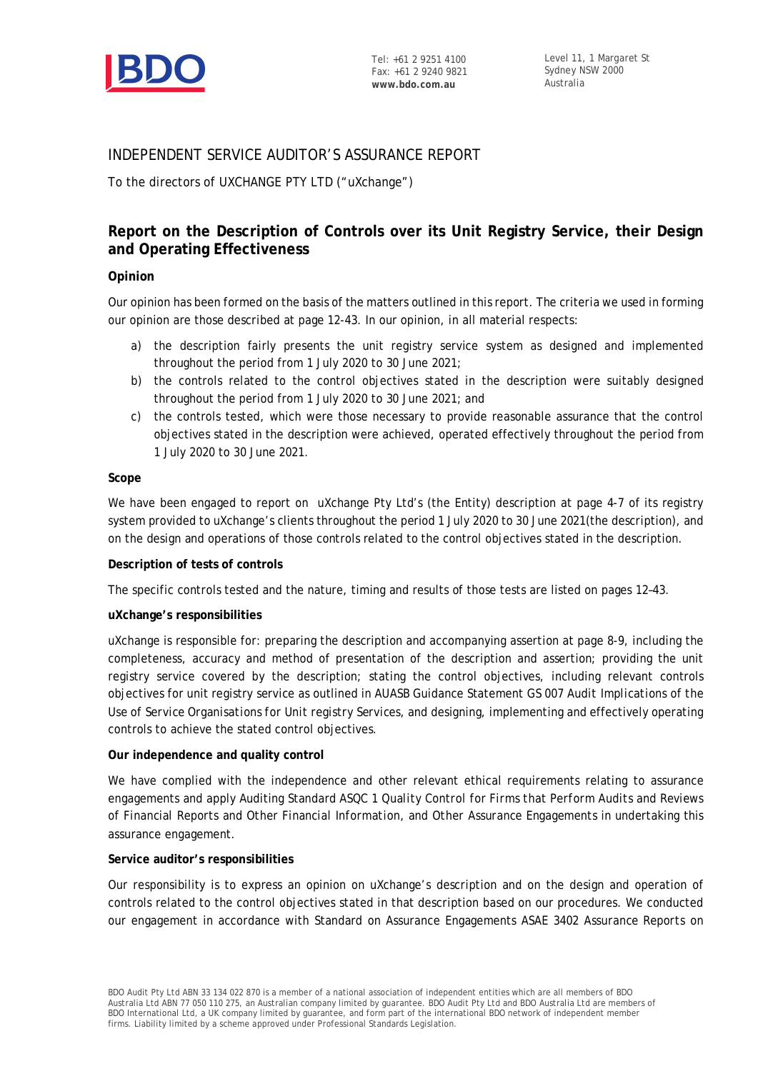# INDEPENDENT SERVICE AUDITOR'S ASSURANCE REPORT

To the directors of UXCHANGE PTY LTD ("uXchange")

## Report on the Description of Controls over its Unit Registry Service, their Design and Operating Effectiveness

### Opinion

Our opinion has been formed on the basis of the matters outlined in this report. The criteria we used in forming our opinion are those described at page 12-43. In our opinion, in all material respects:

a) the description fairly presents the unit registry service system as designed and implemented throughout the period from 1 July 2020 to 30 June 2021;
b) the controls related to the control objectives stated in the description were suitably designed throughout the period from 1 July 2020 to 30 June 2021; and
c) the controls tested, which were those necessary to provide reasonable assurance that the control objectives stated in the description were achieved, operated effectively throughout the period from 1 July 2020 to 30 June 2021.

### Scope

We have been engaged to report on uXchange Pty Ltd's (the Entity) description at page 4-7 of its registry system provided to uXchange's clients throughout the period 1 July 2020 to 30 June 2021(the description), and on the design and operations of those controls related to the control objectives stated in the description.

### Description of tests of controls

The specific controls tested and the nature, timing and results of those tests are listed on pages 12–43.

### uXchange's responsibilities

uXchange is responsible for: preparing the description and accompanying assertion at page 8-9, including the completeness, accuracy and method of presentation of the description and assertion; providing the unit registry service covered by the description; stating the control objectives, including relevant controls objectives for unit registry service as outlined in AUASB Guidance Statement GS 007 *Audit Implications of the Use of Service Organisations for Unit registry Services*, and designing, implementing and effectively operating controls to achieve the stated control objectives.

### Our independence and quality control

We have complied with the independence and other relevant ethical requirements relating to assurance engagements and apply Auditing Standard ASQC 1 *Quality Control for Firms that Perform Audits and Reviews of Financial Reports and Other Financial Information, and Other Assurance Engagements* in undertaking this assurance engagement.

### Service auditor's responsibilities

Our responsibility is to express an opinion on uXchange's description and on the design and operation of controls related to the control objectives stated in that description based on our procedures. We conducted our engagement in accordance with Standard on Assurance Engagements ASAE 3402 *Assurance Reports on*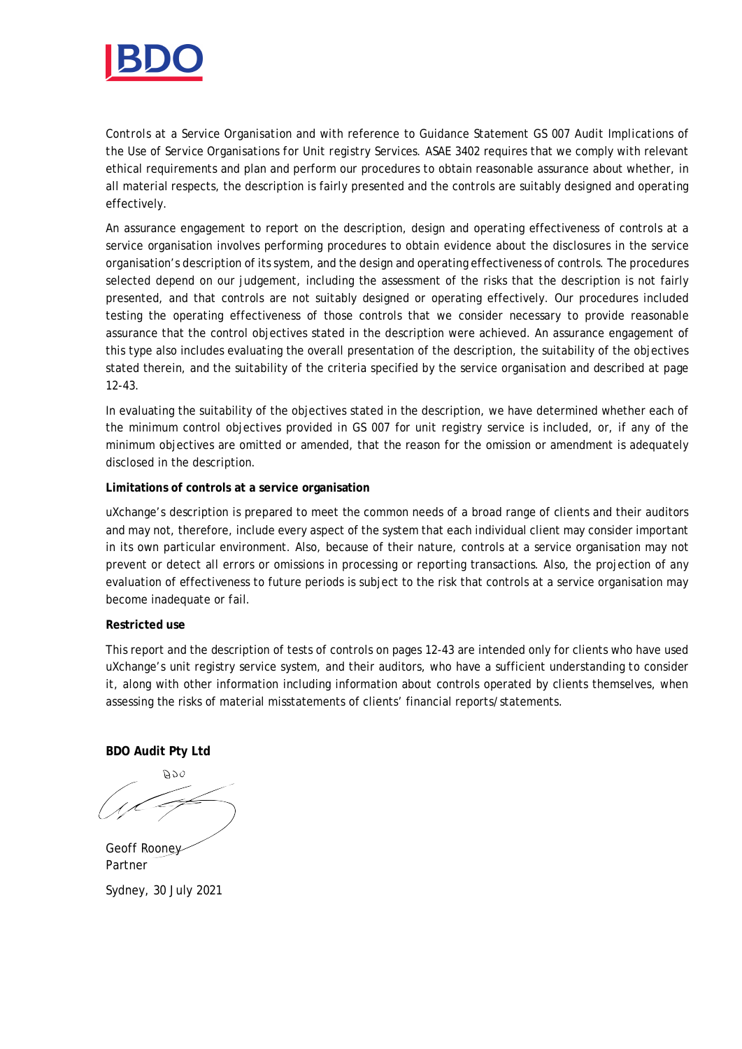*Controls at a Service Organisation* and with reference to Guidance Statement GS 007 *Audit Implications of the Use of Service Organisations for Unit registry Services.* ASAE 3402 requires that we comply with relevant ethical requirements and plan and perform our procedures to obtain reasonable assurance about whether, in all material respects, the description is fairly presented and the controls are suitably designed and operating effectively.

An assurance engagement to report on the description, design and operating effectiveness of controls at a service organisation involves performing procedures to obtain evidence about the disclosures in the service organisation's description of its system, and the design and operating effectiveness of controls. The procedures selected depend on our judgement, including the assessment of the risks that the description is not fairly presented, and that controls are not suitably designed or operating effectively. Our procedures included testing the operating effectiveness of those controls that we consider necessary to provide reasonable assurance that the control objectives stated in the description were achieved. An assurance engagement of this type also includes evaluating the overall presentation of the description, the suitability of the objectives stated therein, and the suitability of the criteria specified by the service organisation and described at page 12-43.

In evaluating the suitability of the objectives stated in the description, we have determined whether each of the minimum control objectives provided in GS 007 for unit registry service is included, or, if any of the minimum objectives are omitted or amended, that the reason for the omission or amendment is adequately disclosed in the description.

**Limitations of controls at a service organisation**

uXchange's description is prepared to meet the common needs of a broad range of clients and their auditors and may not, therefore, include every aspect of the system that each individual client may consider important in its own particular environment. Also, because of their nature, controls at a service organisation may not prevent or detect all errors or omissions in processing or reporting transactions. Also, the projection of any evaluation of effectiveness to future periods is subject to the risk that controls at a service organisation may become inadequate or fail.

**Restricted use**

This report and the description of tests of controls on pages 12-43 are intended only for clients who have used uXchange's unit registry service system, and their auditors, who have a sufficient understanding to consider it, along with other information including information about controls operated by clients themselves, when assessing the risks of material misstatements of clients' financial reports/statements.

**BDO Audit Pty Ltd**

BDO

Geoff Rooney
Partner

Sydney, 30 July 2021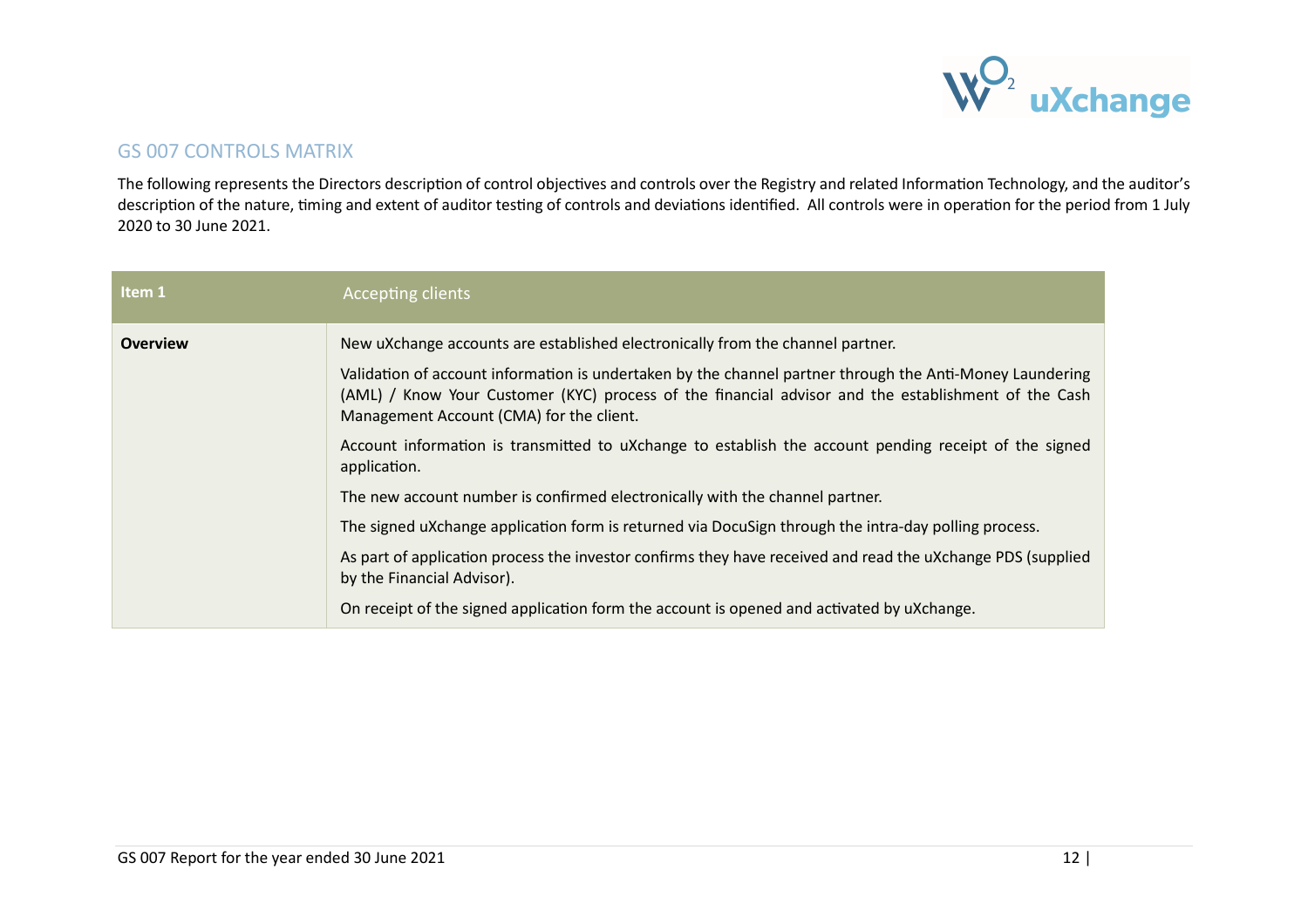## GS 007 CONTROLS MATRIX

The following represents the Directors description of control objectives and controls over the Registry and related Information Technology, and the auditor's description of the nature, timing and extent of auditor testing of controls and deviations identified. All controls were in operation for the period from 1 July 2020 to 30 June 2021.

| **Item 1** | Accepting clients |
|---|---|
| **Overview** | New uXchange accounts are established electronically from the channel partner.<br><br>Validation of account information is undertaken by the channel partner through the Anti-Money Laundering (AML) / Know Your Customer (KYC) process of the financial advisor and the establishment of the Cash Management Account (CMA) for the client.<br><br>Account information is transmitted to uXchange to establish the account pending receipt of the signed application.<br><br>The new account number is confirmed electronically with the channel partner.<br><br>The signed uXchange application form is returned via DocuSign through the intra-day polling process.<br><br>As part of application process the investor confirms they have received and read the uXchange PDS (supplied by the Financial Advisor).<br><br>On receipt of the signed application form the account is opened and activated by uXchange. |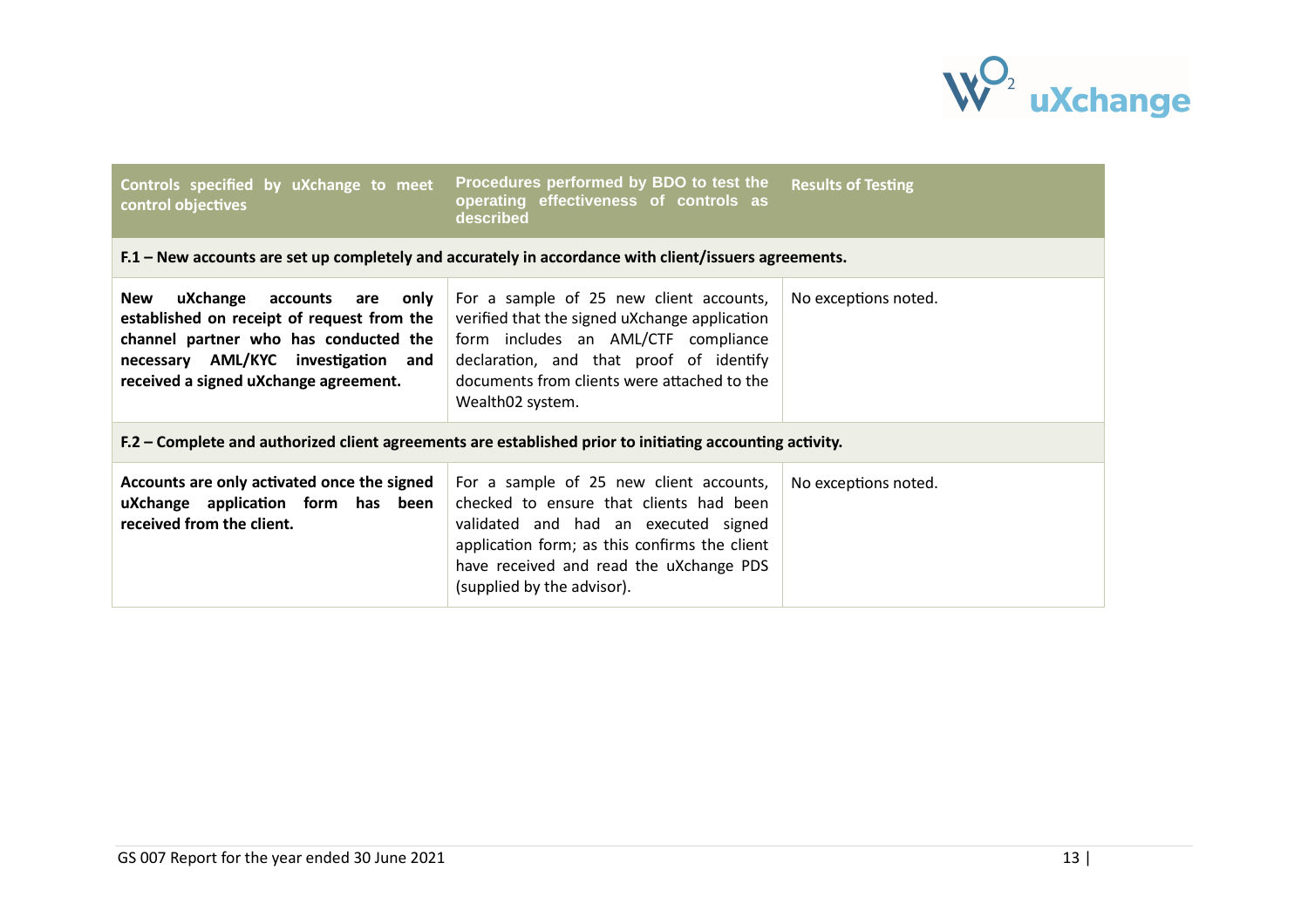| Controls specified by uXchange to meet control objectives | Procedures performed by BDO to test the operating effectiveness of controls as described | Results of Testing |
| --- | --- | --- |
| **F.1 – New accounts are set up completely and accurately in accordance with client/issuers agreements.** | | |
| **New uXchange accounts are only established on receipt of request from the channel partner who has conducted the necessary AML/KYC investigation and received a signed uXchange agreement.** | For a sample of 25 new client accounts, verified that the signed uXchange application form includes an AML/CTF compliance declaration, and that proof of identify documents from clients were attached to the Wealth02 system. | No exceptions noted. |
| **F.2 – Complete and authorized client agreements are established prior to initiating accounting activity.** | | |
| **Accounts are only activated once the signed uXchange application form has been received from the client.** | For a sample of 25 new client accounts, checked to ensure that clients had been validated and had an executed signed application form; as this confirms the client have received and read the uXchange PDS (supplied by the advisor). | No exceptions noted. |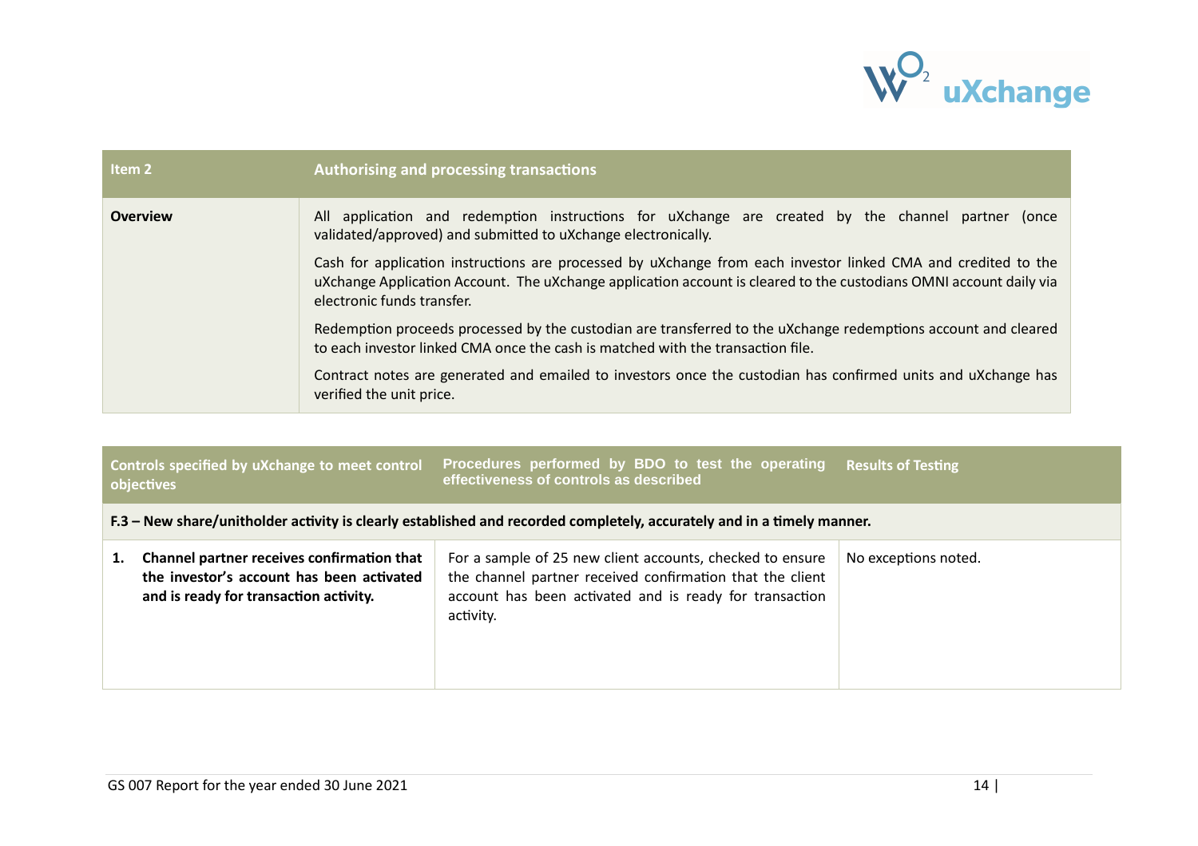| Item 2 | Authorising and processing transactions |
|---|---|
| **Overview** | All application and redemption instructions for uXchange are created by the channel partner (once validated/approved) and submitted to uXchange electronically.<br><br>Cash for application instructions are processed by uXchange from each investor linked CMA and credited to the uXchange Application Account. The uXchange application account is cleared to the custodians OMNI account daily via electronic funds transfer.<br><br>Redemption proceeds processed by the custodian are transferred to the uXchange redemptions account and cleared to each investor linked CMA once the cash is matched with the transaction file.<br><br>Contract notes are generated and emailed to investors once the custodian has confirmed units and uXchange has verified the unit price. |

| Controls specified by uXchange to meet control objectives | Procedures performed by BDO to test the operating effectiveness of controls as described | Results of Testing |
|---|---|---|
| **F.3 – New share/unitholder activity is clearly established and recorded completely, accurately and in a timely manner.** | | |
| **1. Channel partner receives confirmation that the investor's account has been activated and is ready for transaction activity.** | For a sample of 25 new client accounts, checked to ensure the channel partner received confirmation that the client account has been activated and is ready for transaction activity. | No exceptions noted. |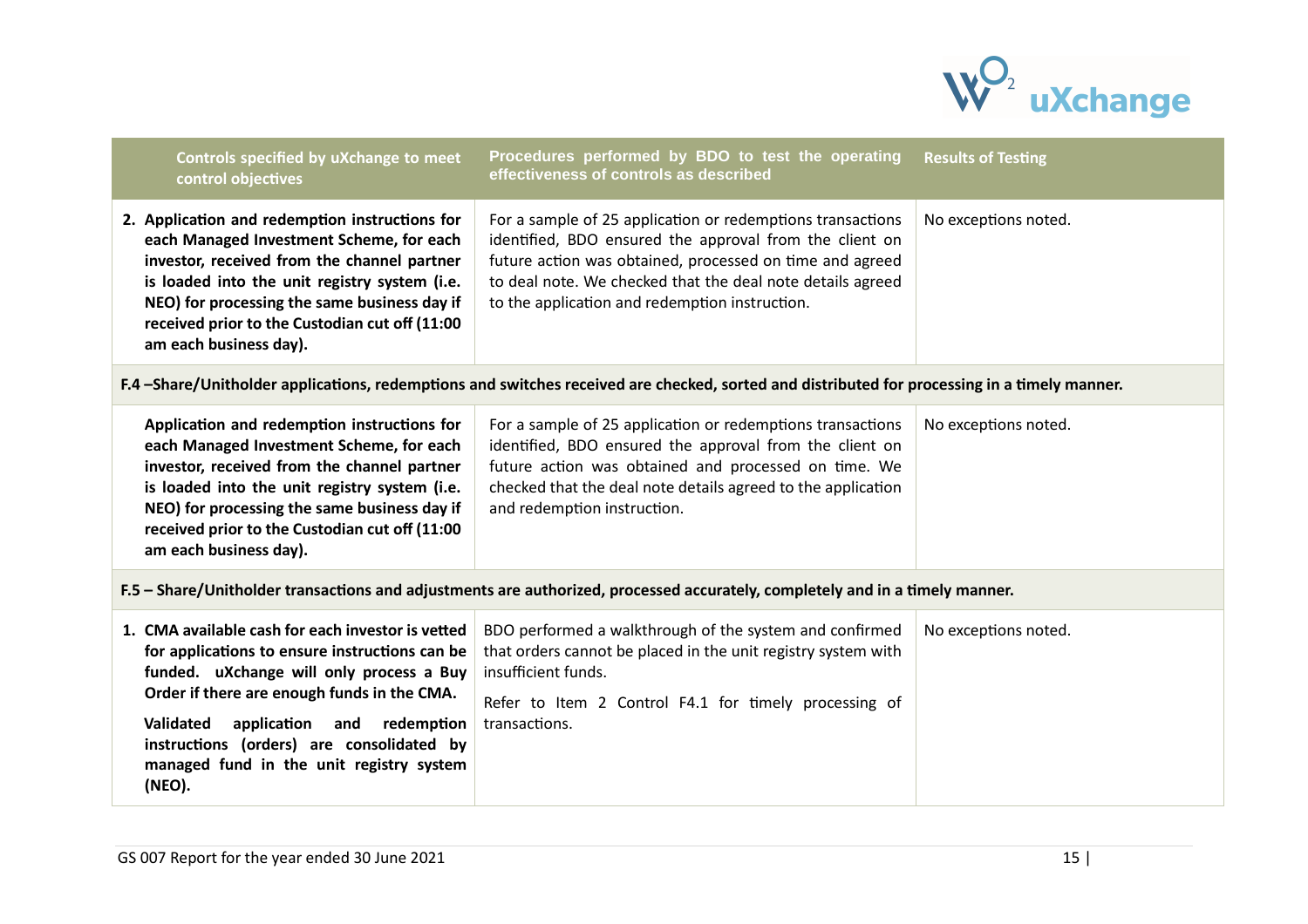| Controls specified by uXchange to meet control objectives | Procedures performed by BDO to test the operating effectiveness of controls as described | Results of Testing |
| --- | --- | --- |
| **2. Application and redemption instructions for each Managed Investment Scheme, for each investor, received from the channel partner is loaded into the unit registry system (i.e. NEO) for processing the same business day if received prior to the Custodian cut off (11:00 am each business day).** | For a sample of 25 application or redemptions transactions identified, BDO ensured the approval from the client on future action was obtained, processed on time and agreed to deal note. We checked that the deal note details agreed to the application and redemption instruction. | No exceptions noted. |
| **F.4 –Share/Unitholder applications, redemptions and switches received are checked, sorted and distributed for processing in a timely manner.** | | |
| **Application and redemption instructions for each Managed Investment Scheme, for each investor, received from the channel partner is loaded into the unit registry system (i.e. NEO) for processing the same business day if received prior to the Custodian cut off (11:00 am each business day).** | For a sample of 25 application or redemptions transactions identified, BDO ensured the approval from the client on future action was obtained and processed on time. We checked that the deal note details agreed to the application and redemption instruction. | No exceptions noted. |
| **F.5 – Share/Unitholder transactions and adjustments are authorized, processed accurately, completely and in a timely manner.** | | |
| **1. CMA available cash for each investor is vetted for applications to ensure instructions can be funded. uXchange will only process a Buy Order if there are enough funds in the CMA.**<br><br>**Validated application and redemption instructions (orders) are consolidated by managed fund in the unit registry system (NEO).** | BDO performed a walkthrough of the system and confirmed that orders cannot be placed in the unit registry system with insufficient funds.<br><br>Refer to Item 2 Control F4.1 for timely processing of transactions. | No exceptions noted. |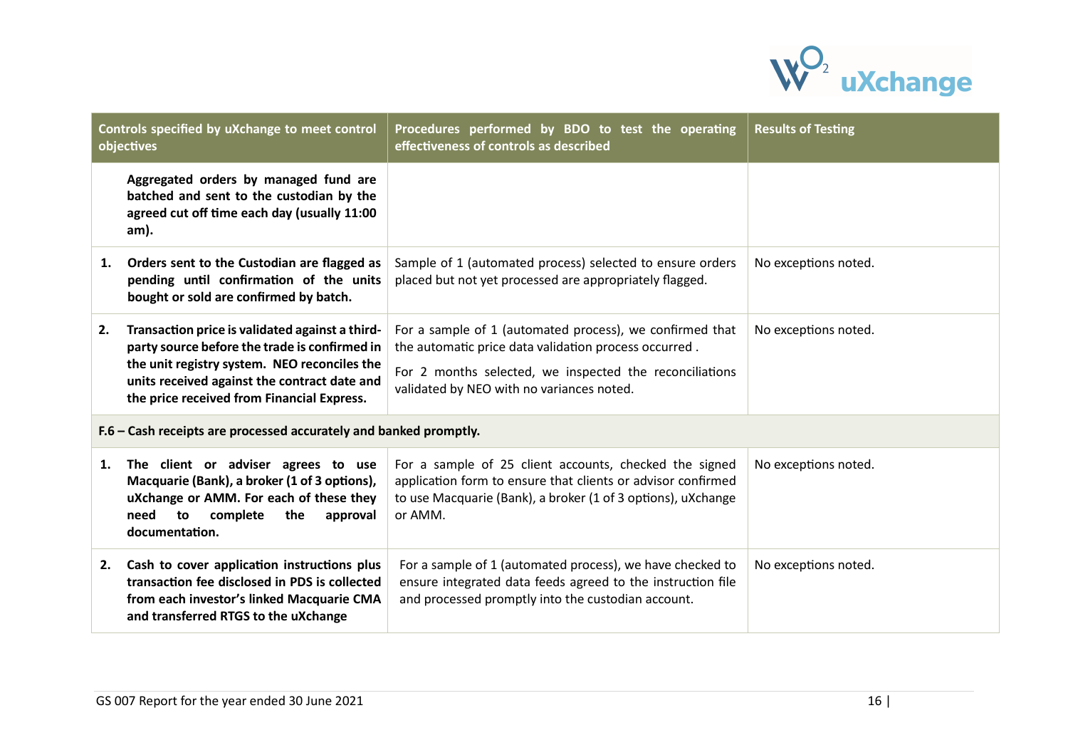| Controls specified by uXchange to meet control objectives | Procedures performed by BDO to test the operating effectiveness of controls as described | Results of Testing |
|---|---|---|
| **Aggregated orders by managed fund are batched and sent to the custodian by the agreed cut off time each day (usually 11:00 am).** | | |
| **1. Orders sent to the Custodian are flagged as pending until confirmation of the units bought or sold are confirmed by batch.** | Sample of 1 (automated process) selected to ensure orders placed but not yet processed are appropriately flagged. | No exceptions noted. |
| **2. Transaction price is validated against a third-party source before the trade is confirmed in the unit registry system. NEO reconciles the units received against the contract date and the price received from Financial Express.** | For a sample of 1 (automated process), we confirmed that the automatic price data validation process occurred .<br><br>For 2 months selected, we inspected the reconciliations validated by NEO with no variances noted. | No exceptions noted. |
| **F.6 – Cash receipts are processed accurately and banked promptly.** | | |
| **1. The client or adviser agrees to use Macquarie (Bank), a broker (1 of 3 options), uXchange or AMM. For each of these they need to complete the approval documentation.** | For a sample of 25 client accounts, checked the signed application form to ensure that clients or advisor confirmed to use Macquarie (Bank), a broker (1 of 3 options), uXchange or AMM. | No exceptions noted. |
| **2. Cash to cover application instructions plus transaction fee disclosed in PDS is collected from each investor's linked Macquarie CMA and transferred RTGS to the uXchange** | For a sample of 1 (automated process), we have checked to ensure integrated data feeds agreed to the instruction file and processed promptly into the custodian account. | No exceptions noted. |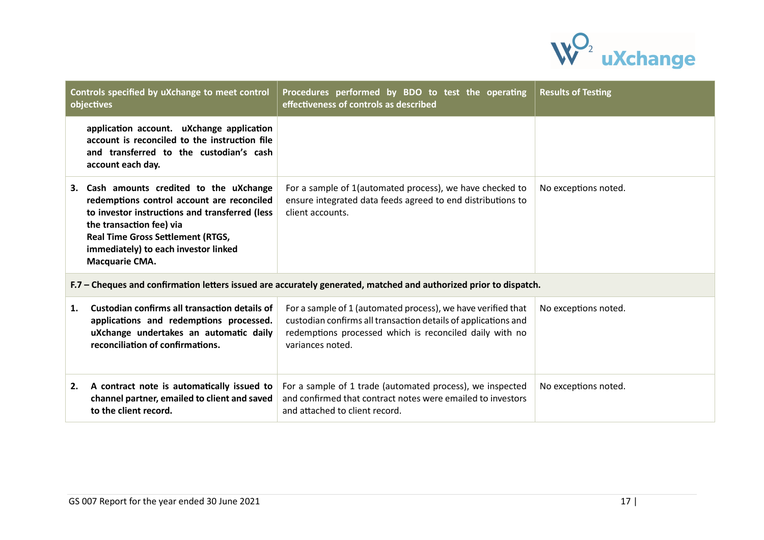| Controls specified by uXchange to meet control objectives | Procedures performed by BDO to test the operating effectiveness of controls as described | Results of Testing |
|---|---|---|
| **application account. uXchange application account is reconciled to the instruction file and transferred to the custodian's cash account each day.** | | |
| **3. Cash amounts credited to the uXchange redemptions control account are reconciled to investor instructions and transferred (less the transaction fee) via Real Time Gross Settlement (RTGS, immediately) to each investor linked Macquarie CMA.** | For a sample of 1(automated process), we have checked to ensure integrated data feeds agreed to end distributions to client accounts. | No exceptions noted. |
| **F.7 – Cheques and confirmation letters issued are accurately generated, matched and authorized prior to dispatch.** | | |
| **1. Custodian confirms all transaction details of applications and redemptions processed. uXchange undertakes an automatic daily reconciliation of confirmations.** | For a sample of 1 (automated process), we have verified that custodian confirms all transaction details of applications and redemptions processed which is reconciled daily with no variances noted. | No exceptions noted. |
| **2. A contract note is automatically issued to channel partner, emailed to client and saved to the client record.** | For a sample of 1 trade (automated process), we inspected and confirmed that contract notes were emailed to investors and attached to client record. | No exceptions noted. |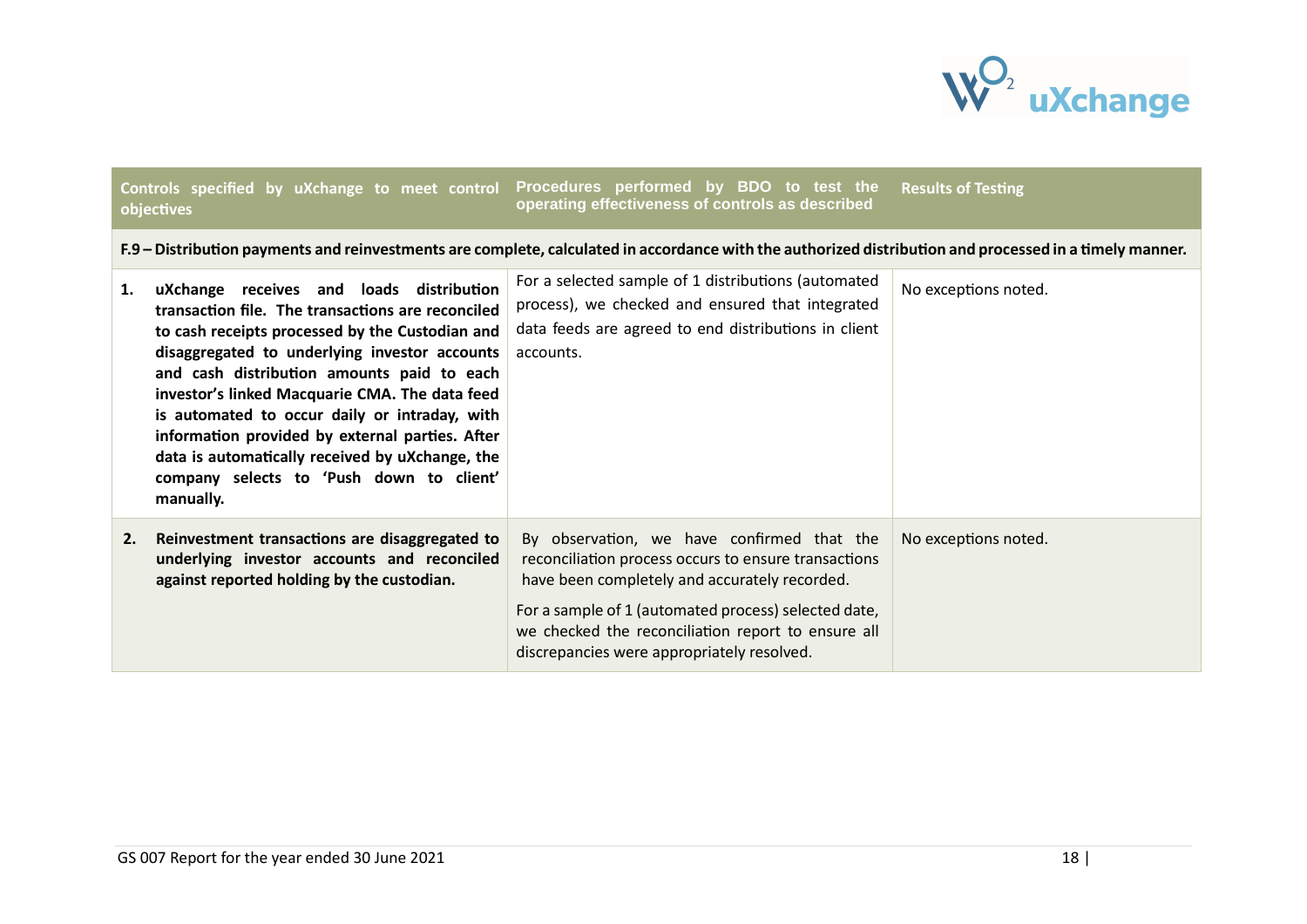| Controls specified by uXchange to meet control objectives | Procedures performed by BDO to test the operating effectiveness of controls as described | Results of Testing |
|---|---|---|
| **F.9 – Distribution payments and reinvestments are complete, calculated in accordance with the authorized distribution and processed in a timely manner.** | | |
| **1. uXchange receives and loads distribution transaction file. The transactions are reconciled to cash receipts processed by the Custodian and disaggregated to underlying investor accounts and cash distribution amounts paid to each investor's linked Macquarie CMA. The data feed is automated to occur daily or intraday, with information provided by external parties. After data is automatically received by uXchange, the company selects to 'Push down to client' manually.** | For a selected sample of 1 distributions (automated process), we checked and ensured that integrated data feeds are agreed to end distributions in client accounts. | No exceptions noted. |
| **2. Reinvestment transactions are disaggregated to underlying investor accounts and reconciled against reported holding by the custodian.** | By observation, we have confirmed that the reconciliation process occurs to ensure transactions have been completely and accurately recorded.<br><br>For a sample of 1 (automated process) selected date, we checked the reconciliation report to ensure all discrepancies were appropriately resolved. | No exceptions noted. |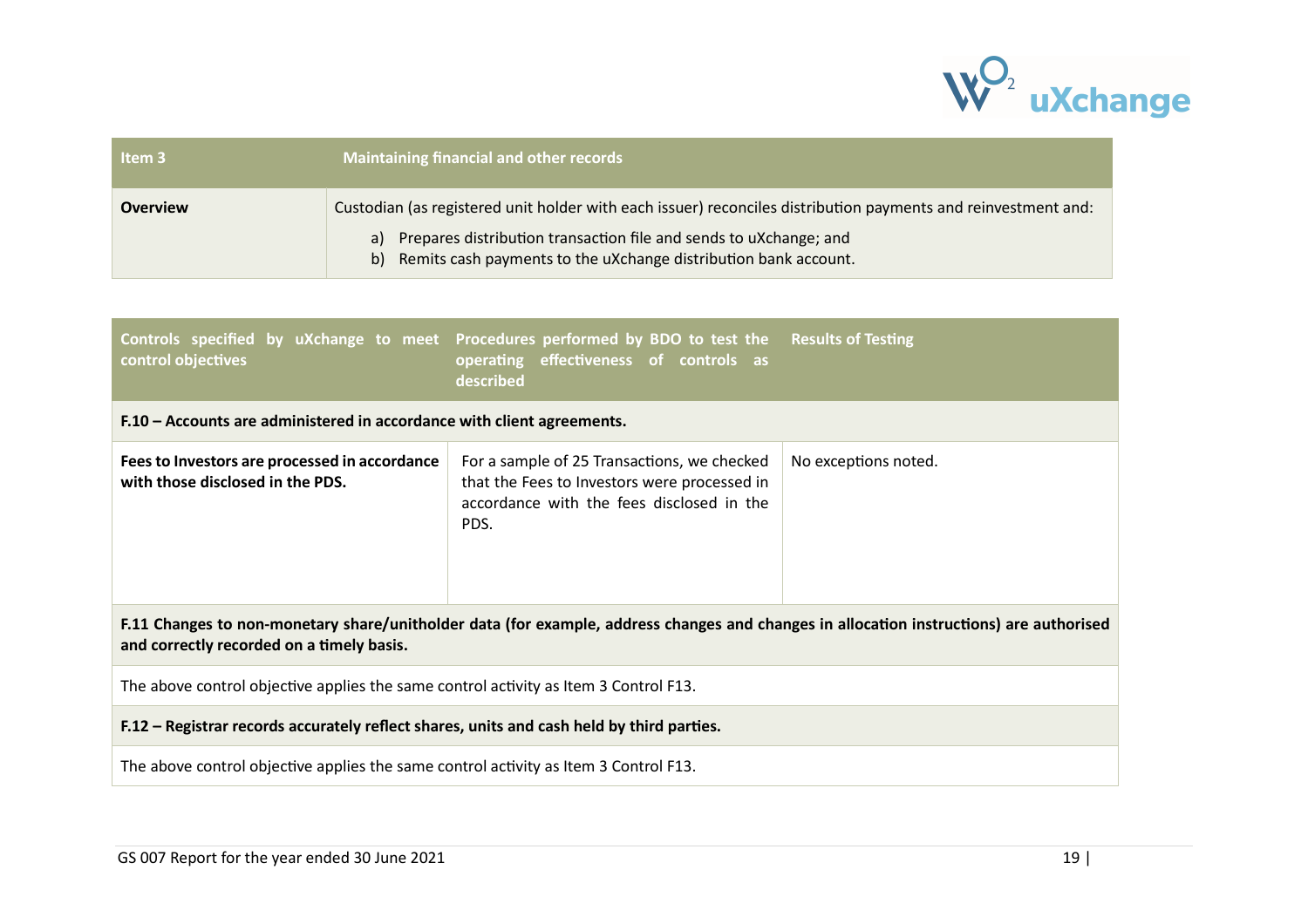| Item 3 | Maintaining financial and other records |
| --- | --- |
| **Overview** | Custodian (as registered unit holder with each issuer) reconciles distribution payments and reinvestment and:<br>a) Prepares distribution transaction file and sends to uXchange; and<br>b) Remits cash payments to the uXchange distribution bank account. |

| Controls specified by uXchange to meet control objectives | Procedures performed by BDO to test the operating effectiveness of controls as described | Results of Testing |
| --- | --- | --- |
| **F.10 – Accounts are administered in accordance with client agreements.** | | |
| **Fees to Investors are processed in accordance with those disclosed in the PDS.** | For a sample of 25 Transactions, we checked that the Fees to Investors were processed in accordance with the fees disclosed in the PDS. | No exceptions noted. |
| **F.11 Changes to non-monetary share/unitholder data (for example, address changes and changes in allocation instructions) are authorised and correctly recorded on a timely basis.** | | |
| The above control objective applies the same control activity as Item 3 Control F13. | | |
| **F.12 – Registrar records accurately reflect shares, units and cash held by third parties.** | | |
| The above control objective applies the same control activity as Item 3 Control F13. | | |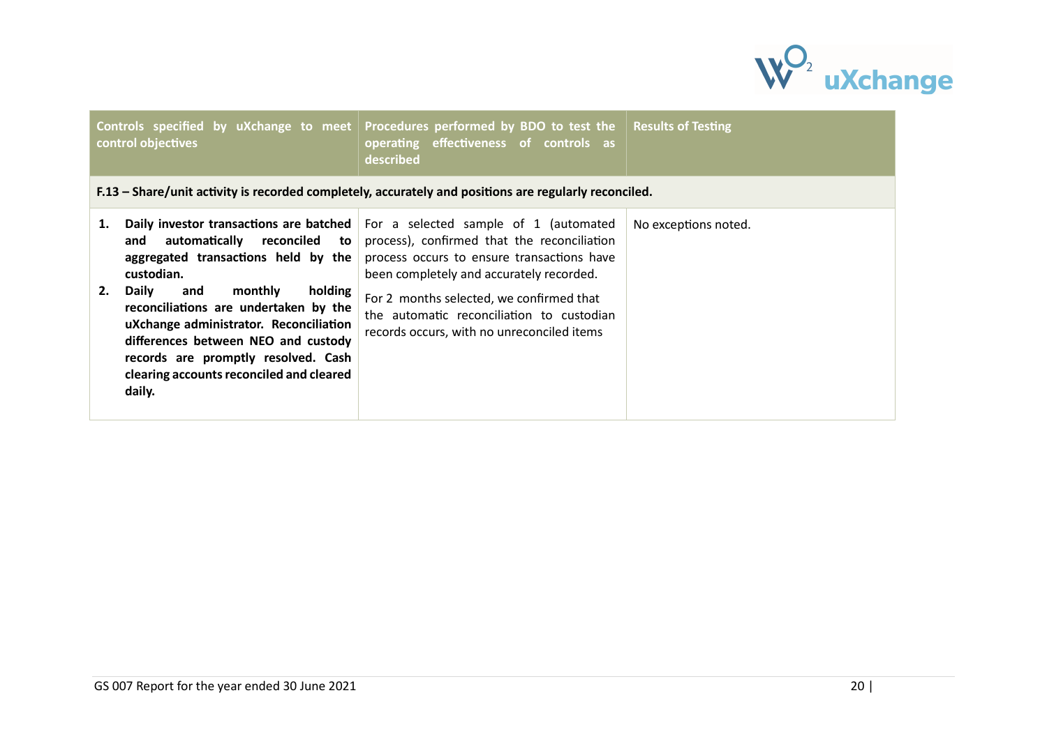| Controls specified by uXchange to meet control objectives | Procedures performed by BDO to test the operating effectiveness of controls as described | Results of Testing |
|---|---|---|
| **F.13 – Share/unit activity is recorded completely, accurately and positions are regularly reconciled.** | | |
| **1. Daily investor transactions are batched and automatically reconciled to aggregated transactions held by the custodian.**<br>**2. Daily and monthly holding reconciliations are undertaken by the uXchange administrator. Reconciliation differences between NEO and custody records are promptly resolved. Cash clearing accounts reconciled and cleared daily.** | For a selected sample of 1 (automated process), confirmed that the reconciliation process occurs to ensure transactions have been completely and accurately recorded.<br><br>For 2 months selected, we confirmed that the automatic reconciliation to custodian records occurs, with no unreconciled items | No exceptions noted. |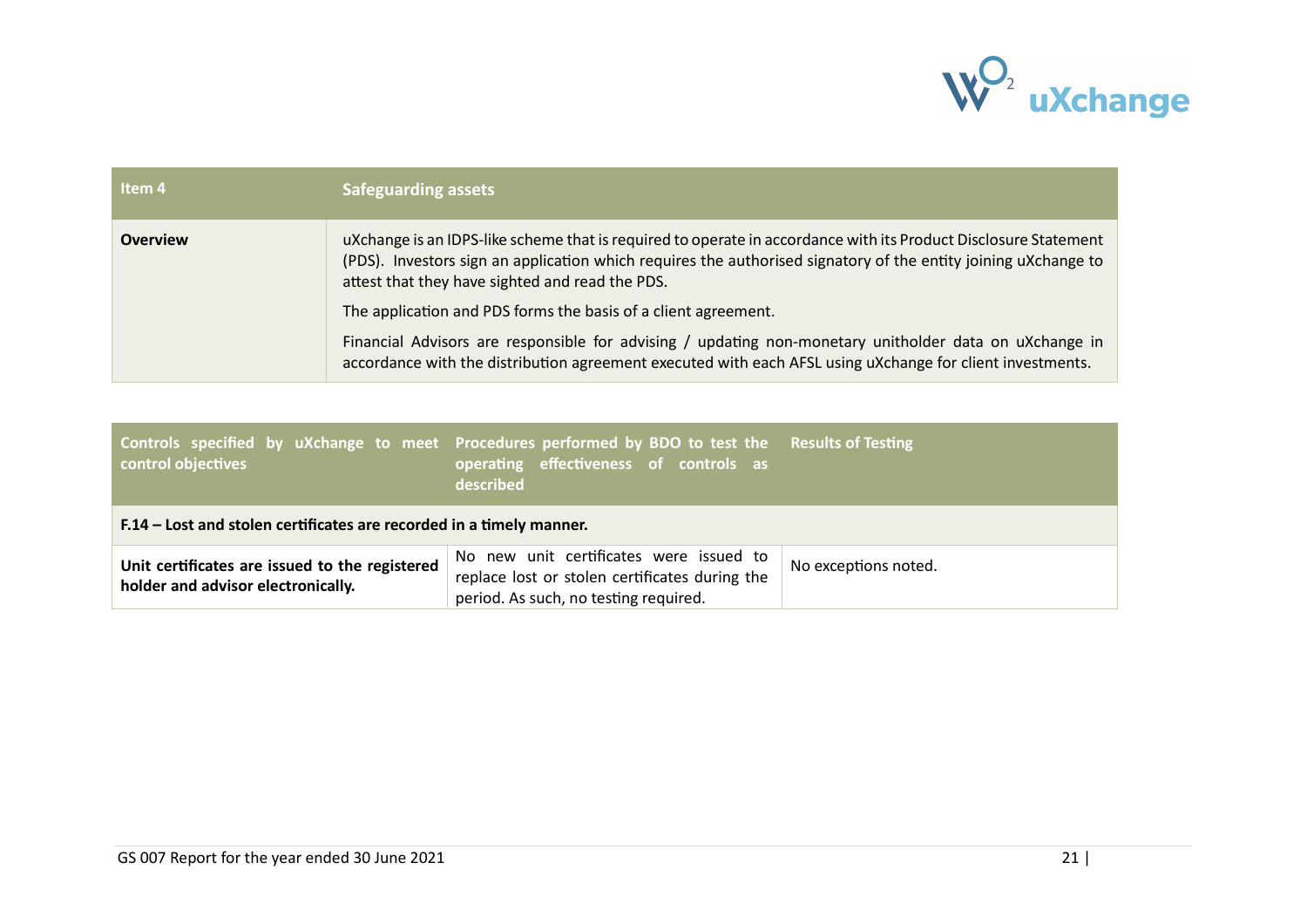| Item 4 | Safeguarding assets |
| --- | --- |
| **Overview** | uXchange is an IDPS-like scheme that is required to operate in accordance with its Product Disclosure Statement (PDS). Investors sign an application which requires the authorised signatory of the entity joining uXchange to attest that they have sighted and read the PDS.<br><br>The application and PDS forms the basis of a client agreement.<br><br>Financial Advisors are responsible for advising / updating non-monetary unitholder data on uXchange in accordance with the distribution agreement executed with each AFSL using uXchange for client investments. |

| Controls specified by uXchange to meet control objectives | Procedures performed by BDO to test the operating effectiveness of controls as described | Results of Testing |
| --- | --- | --- |
| **F.14 – Lost and stolen certificates are recorded in a timely manner.** | | |
| **Unit certificates are issued to the registered holder and advisor electronically.** | No new unit certificates were issued to replace lost or stolen certificates during the period. As such, no testing required. | No exceptions noted. |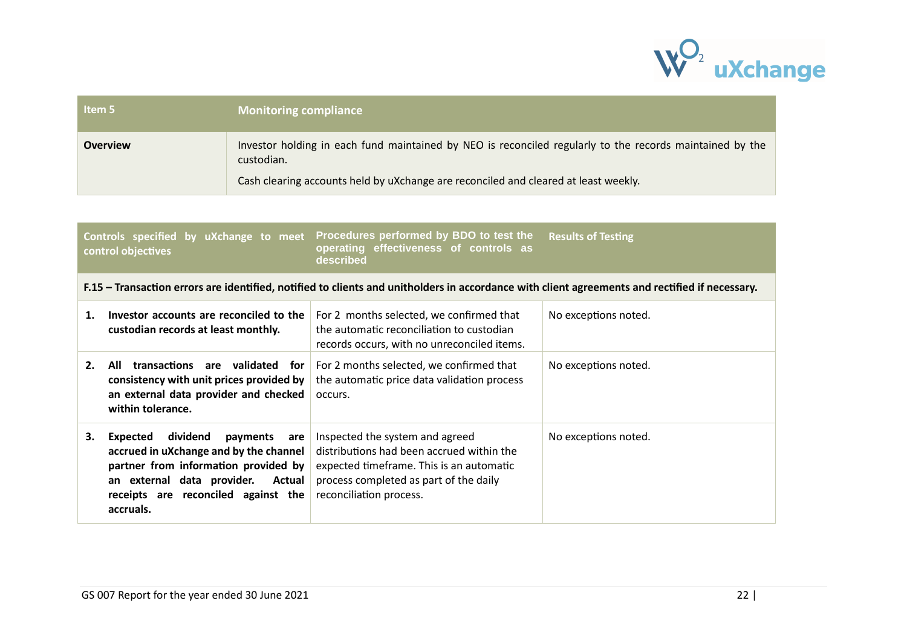| Item 5 | Monitoring compliance |
|---|---|
| **Overview** | Investor holding in each fund maintained by NEO is reconciled regularly to the records maintained by the custodian.<br><br>Cash clearing accounts held by uXchange are reconciled and cleared at least weekly. |

| Controls specified by uXchange to meet control objectives | Procedures performed by BDO to test the operating effectiveness of controls as described | Results of Testing |
|---|---|---|
| **F.15 – Transaction errors are identified, notified to clients and unitholders in accordance with client agreements and rectified if necessary.** | | |
| **1. Investor accounts are reconciled to the custodian records at least monthly.** | For 2 months selected, we confirmed that the automatic reconciliation to custodian records occurs, with no unreconciled items. | No exceptions noted. |
| **2. All transactions are validated for consistency with unit prices provided by an external data provider and checked within tolerance.** | For 2 months selected, we confirmed that the automatic price data validation process occurs. | No exceptions noted. |
| **3. Expected dividend payments are accrued in uXchange and by the channel partner from information provided by an external data provider. Actual receipts are reconciled against the accruals.** | Inspected the system and agreed distributions had been accrued within the expected timeframe. This is an automatic process completed as part of the daily reconciliation process. | No exceptions noted. |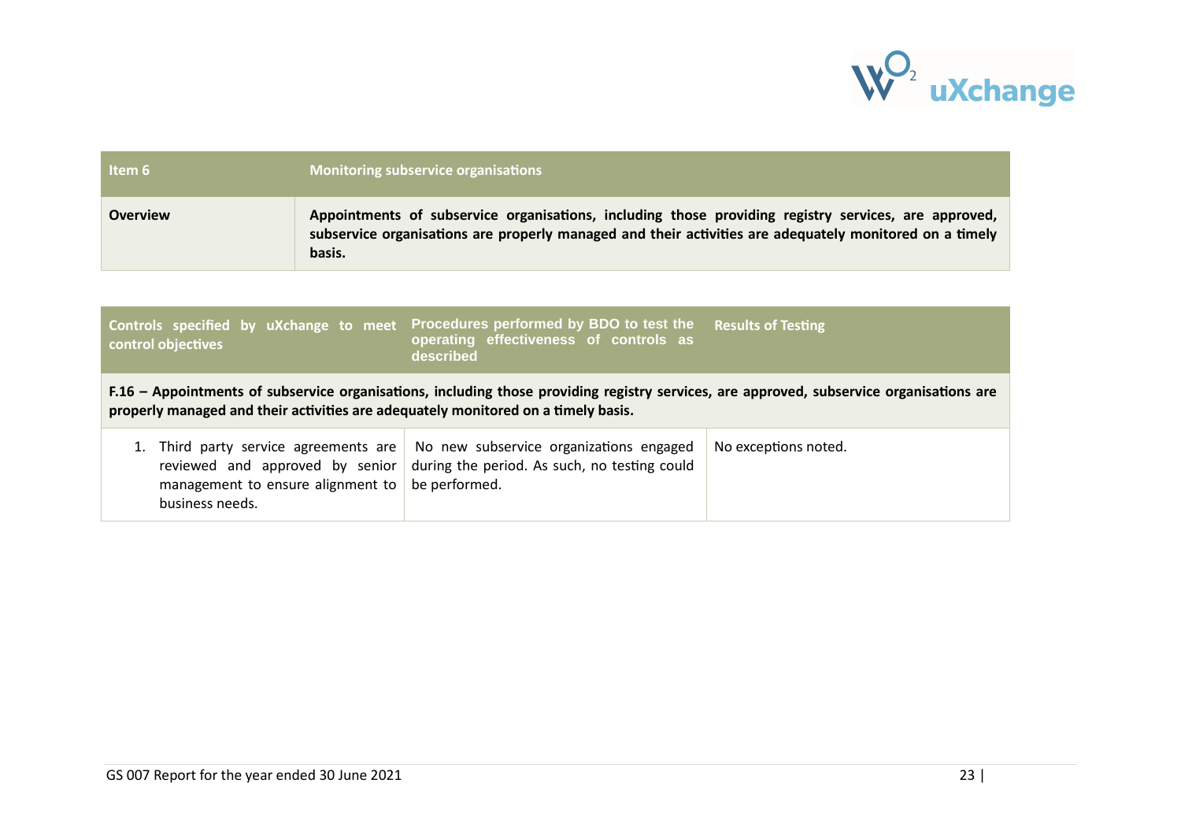| Item 6 | Monitoring subservice organisations |
| --- | --- |
| **Overview** | **Appointments of subservice organisations, including those providing registry services, are approved, subservice organisations are properly managed and their activities are adequately monitored on a timely basis.** |

| Controls specified by uXchange to meet control objectives | Procedures performed by BDO to test the operating effectiveness of controls as described | Results of Testing |
| --- | --- | --- |
| **F.16 – Appointments of subservice organisations, including those providing registry services, are approved, subservice organisations are properly managed and their activities are adequately monitored on a timely basis.** | | |
| 1. Third party service agreements are reviewed and approved by senior management to ensure alignment to business needs. | No new subservice organizations engaged during the period. As such, no testing could be performed. | No exceptions noted. |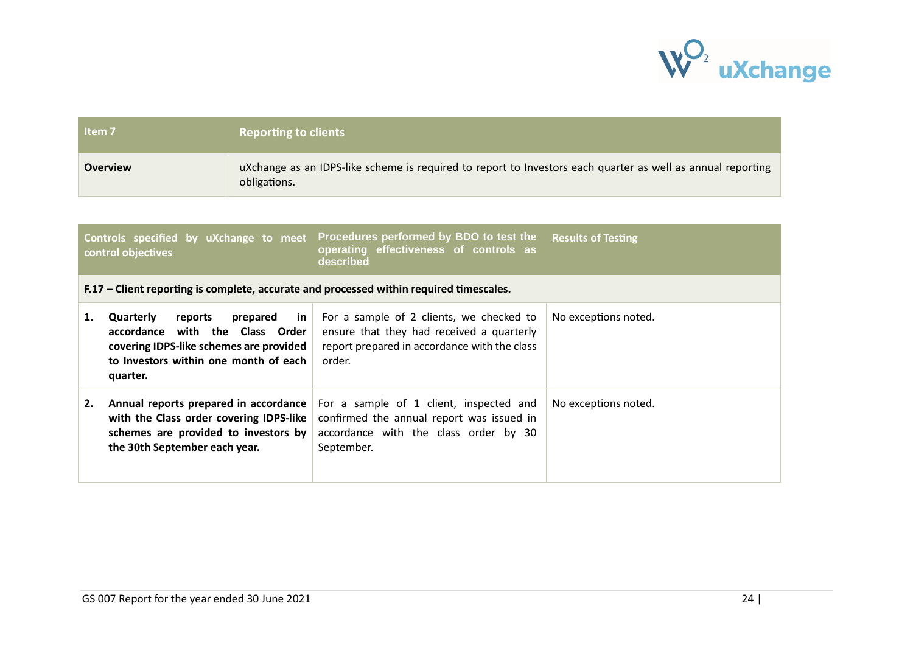| Item 7 | Reporting to clients |
|---|---|
| **Overview** | uXchange as an IDPS-like scheme is required to report to Investors each quarter as well as annual reporting obligations. |

| Controls specified by uXchange to meet control objectives | Procedures performed by BDO to test the operating effectiveness of controls as described | Results of Testing |
|---|---|---|
| **F.17 – Client reporting is complete, accurate and processed within required timescales.** | | |
| **1. Quarterly reports prepared in accordance with the Class Order covering IDPS-like schemes are provided to Investors within one month of each quarter.** | For a sample of 2 clients, we checked to ensure that they had received a quarterly report prepared in accordance with the class order. | No exceptions noted. |
| **2. Annual reports prepared in accordance with the Class order covering IDPS-like schemes are provided to investors by the 30th September each year.** | For a sample of 1 client, inspected and confirmed the annual report was issued in accordance with the class order by 30 September. | No exceptions noted. |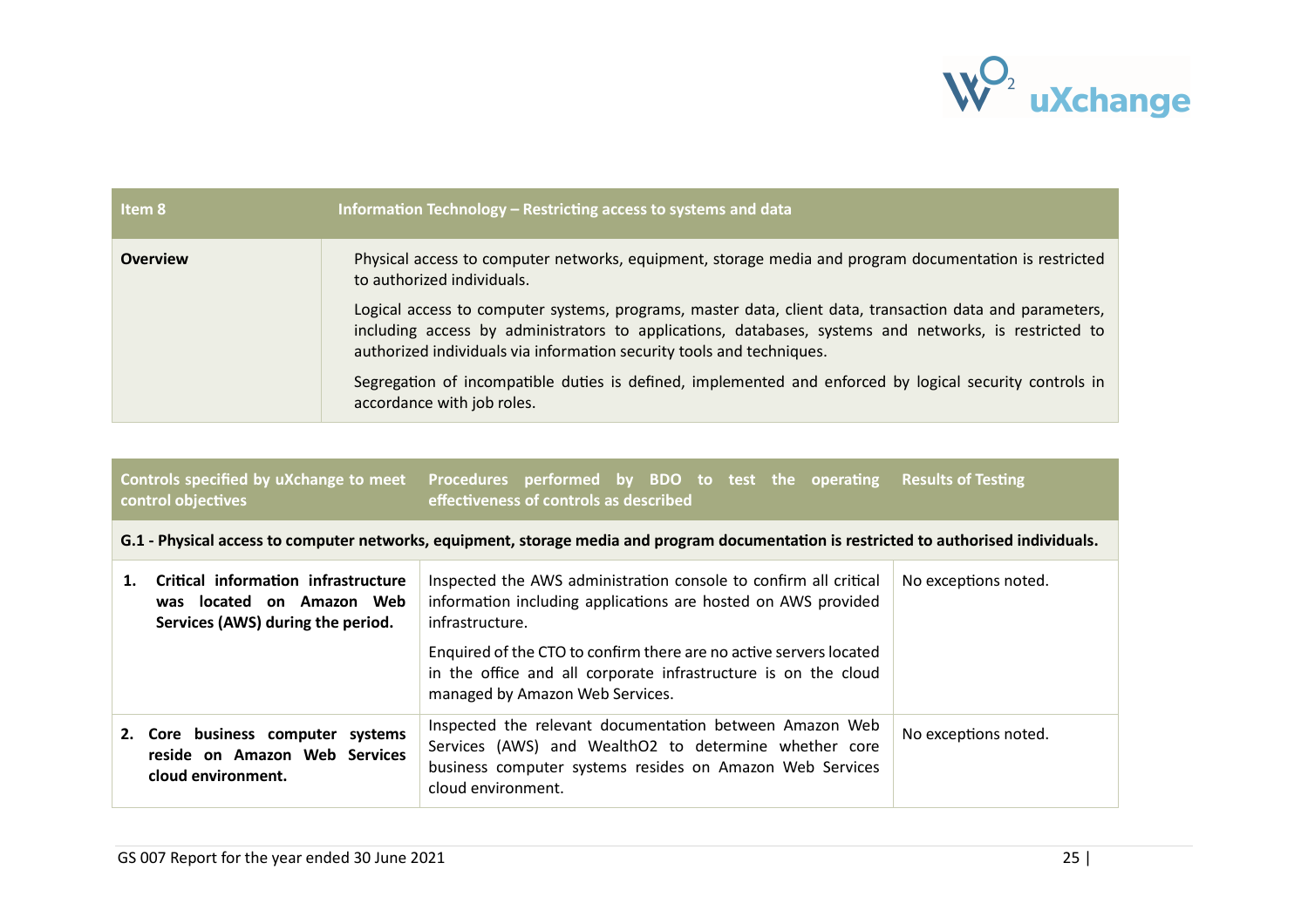| Item 8 | Information Technology – Restricting access to systems and data |
|---|---|
| **Overview** | Physical access to computer networks, equipment, storage media and program documentation is restricted to authorized individuals.<br><br>Logical access to computer systems, programs, master data, client data, transaction data and parameters, including access by administrators to applications, databases, systems and networks, is restricted to authorized individuals via information security tools and techniques.<br><br>Segregation of incompatible duties is defined, implemented and enforced by logical security controls in accordance with job roles. |

| Controls specified by uXchange to meet control objectives | Procedures performed by BDO to test the operating effectiveness of controls as described | Results of Testing |
|---|---|---|
| **G.1 - Physical access to computer networks, equipment, storage media and program documentation is restricted to authorised individuals.** | | |
| **1. Critical information infrastructure was located on Amazon Web Services (AWS) during the period.** | Inspected the AWS administration console to confirm all critical information including applications are hosted on AWS provided infrastructure.<br><br>Enquired of the CTO to confirm there are no active servers located in the office and all corporate infrastructure is on the cloud managed by Amazon Web Services. | No exceptions noted. |
| **2. Core business computer systems reside on Amazon Web Services cloud environment.** | Inspected the relevant documentation between Amazon Web Services (AWS) and WealthO2 to determine whether core business computer systems resides on Amazon Web Services cloud environment. | No exceptions noted. |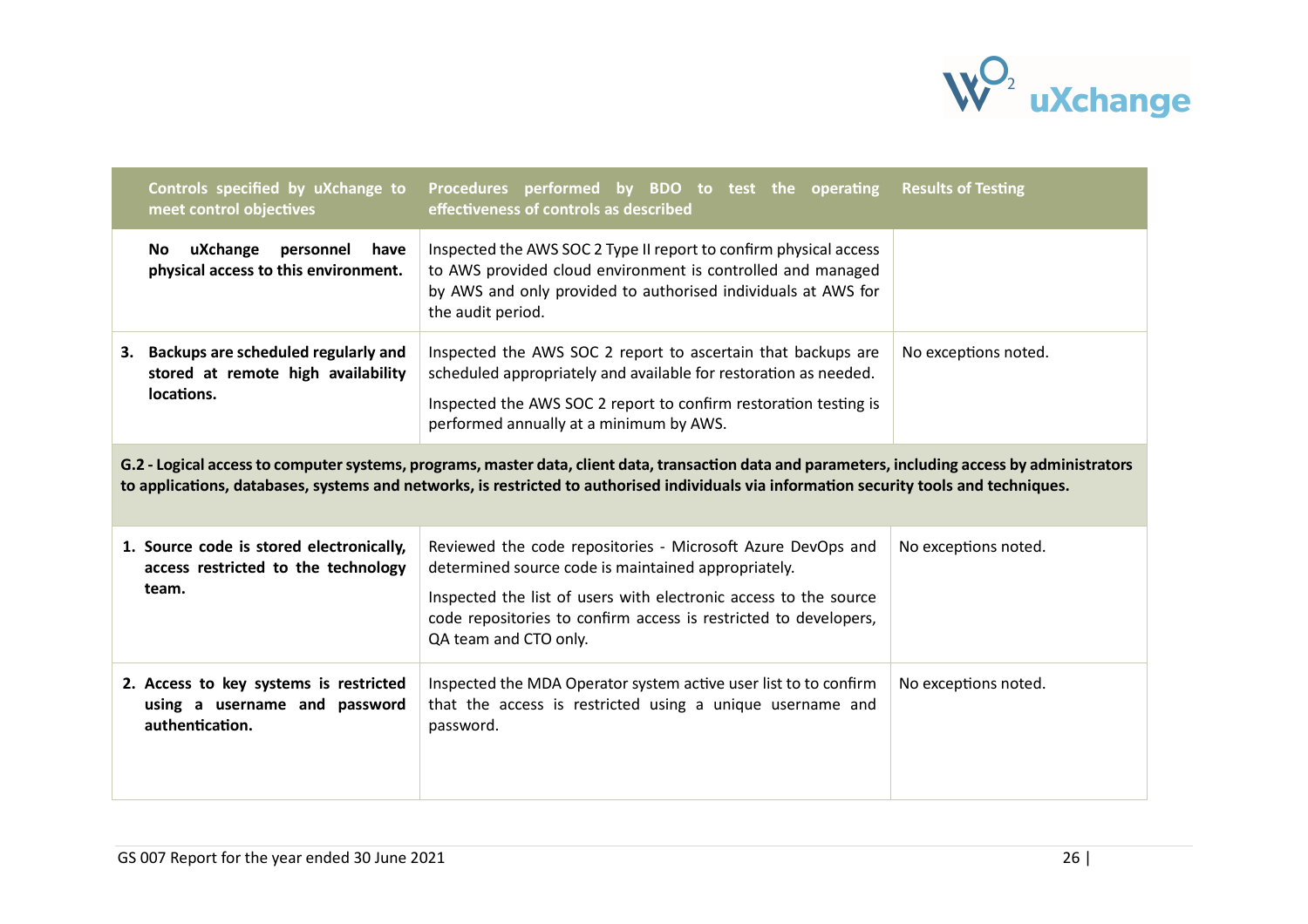| Controls specified by uXchange to meet control objectives | Procedures performed by BDO to test the operating effectiveness of controls as described | Results of Testing |
|---|---|---|
| **No uXchange personnel have physical access to this environment.** | Inspected the AWS SOC 2 Type II report to confirm physical access to AWS provided cloud environment is controlled and managed by AWS and only provided to authorised individuals at AWS for the audit period. | |
| **3. Backups are scheduled regularly and stored at remote high availability locations.** | Inspected the AWS SOC 2 report to ascertain that backups are scheduled appropriately and available for restoration as needed.<br><br>Inspected the AWS SOC 2 report to confirm restoration testing is performed annually at a minimum by AWS. | No exceptions noted. |
| **G.2 - Logical access to computer systems, programs, master data, client data, transaction data and parameters, including access by administrators to applications, databases, systems and networks, is restricted to authorised individuals via information security tools and techniques.** | | |
| **1. Source code is stored electronically, access restricted to the technology team.** | Reviewed the code repositories - Microsoft Azure DevOps and determined source code is maintained appropriately.<br><br>Inspected the list of users with electronic access to the source code repositories to confirm access is restricted to developers, QA team and CTO only. | No exceptions noted. |
| **2. Access to key systems is restricted using a username and password authentication.** | Inspected the MDA Operator system active user list to to confirm that the access is restricted using a unique username and password. | No exceptions noted. |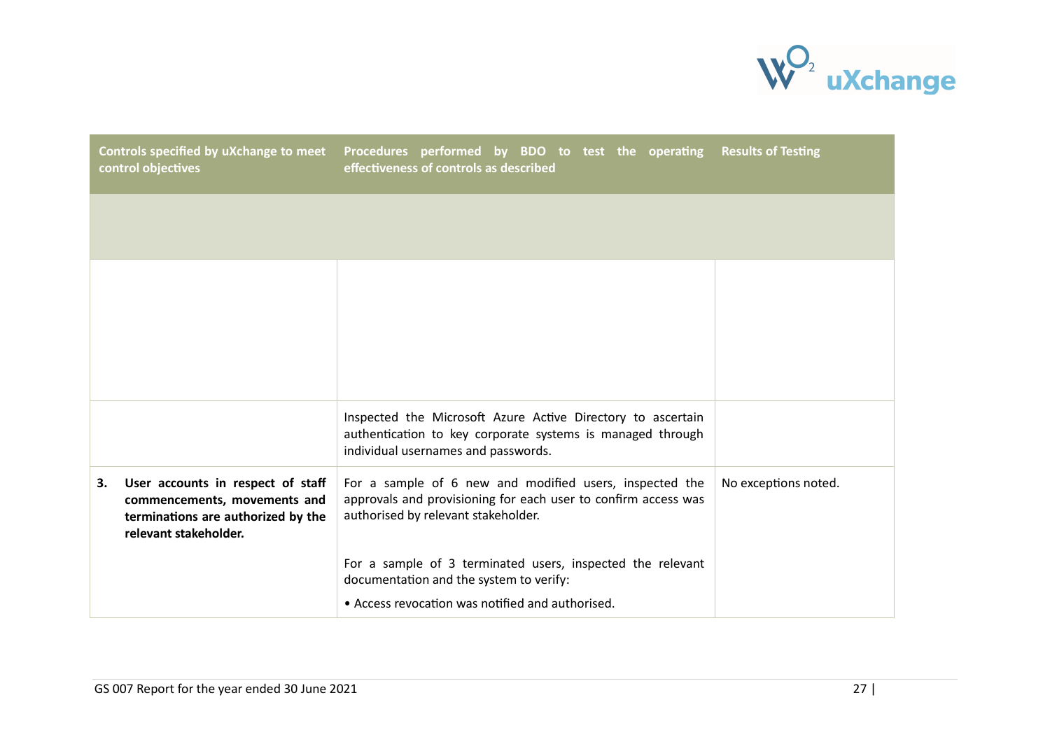| Controls specified by uXchange to meet control objectives | Procedures performed by BDO to test the operating effectiveness of controls as described | Results of Testing |
|---|---|---|
| | | |
| | | |
| | Inspected the Microsoft Azure Active Directory to ascertain authentication to key corporate systems is managed through individual usernames and passwords. | |
| **3. User accounts in respect of staff commencements, movements and terminations are authorized by the relevant stakeholder.** | For a sample of 6 new and modified users, inspected the approvals and provisioning for each user to confirm access was authorised by relevant stakeholder.<br><br>For a sample of 3 terminated users, inspected the relevant documentation and the system to verify:<br><br>• Access revocation was notified and authorised. | No exceptions noted. |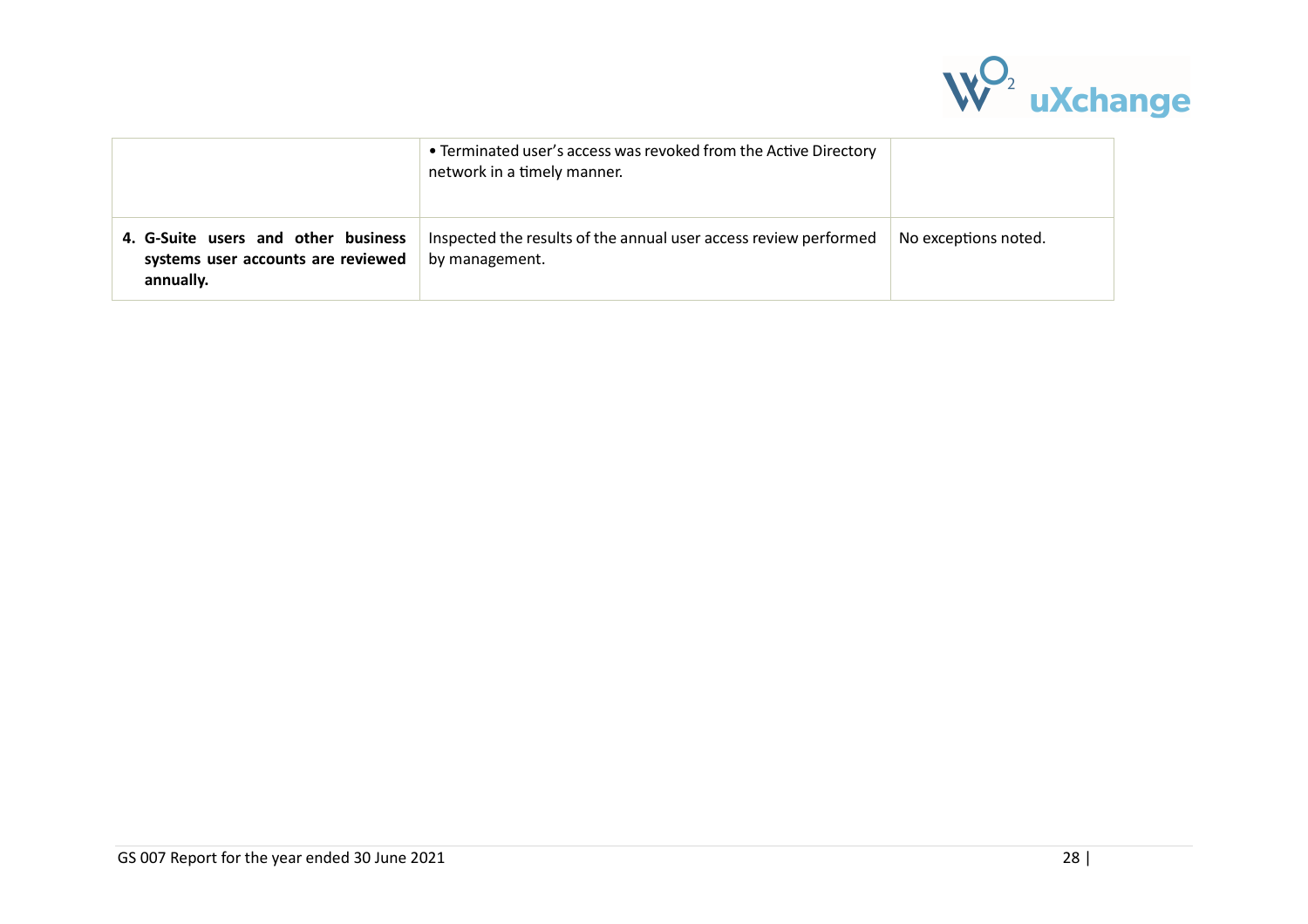| | | |
|---|---|---|
| | • Terminated user's access was revoked from the Active Directory network in a timely manner. | |
| **4. G-Suite users and other business systems user accounts are reviewed annually.** | Inspected the results of the annual user access review performed by management. | No exceptions noted. |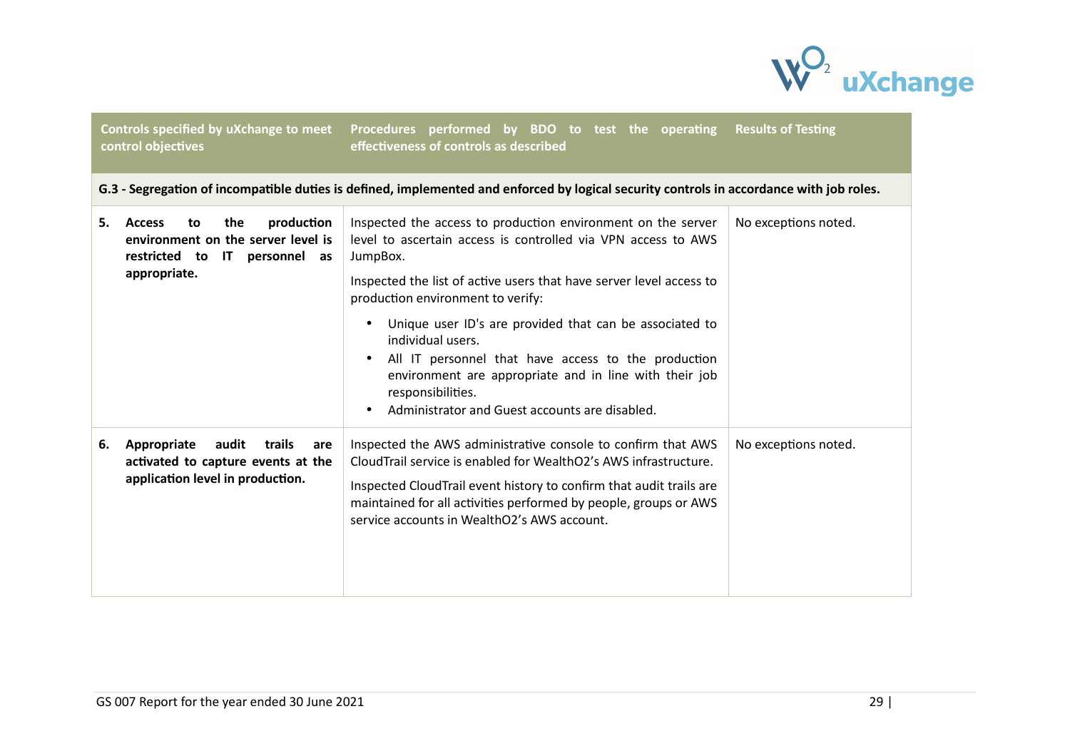| Controls specified by uXchange to meet control objectives | Procedures performed by BDO to test the operating effectiveness of controls as described | Results of Testing |
|---|---|---|
| **G.3 - Segregation of incompatible duties is defined, implemented and enforced by logical security controls in accordance with job roles.** | | |
| **5. Access to the production environment on the server level is restricted to IT personnel as appropriate.** | Inspected the access to production environment on the server level to ascertain access is controlled via VPN access to AWS JumpBox.<br><br>Inspected the list of active users that have server level access to production environment to verify:<br>• Unique user ID's are provided that can be associated to individual users.<br>• All IT personnel that have access to the production environment are appropriate and in line with their job responsibilities.<br>• Administrator and Guest accounts are disabled. | No exceptions noted. |
| **6. Appropriate audit trails are activated to capture events at the application level in production.** | Inspected the AWS administrative console to confirm that AWS CloudTrail service is enabled for WealthO2's AWS infrastructure.<br><br>Inspected CloudTrail event history to confirm that audit trails are maintained for all activities performed by people, groups or AWS service accounts in WealthO2's AWS account. | No exceptions noted. |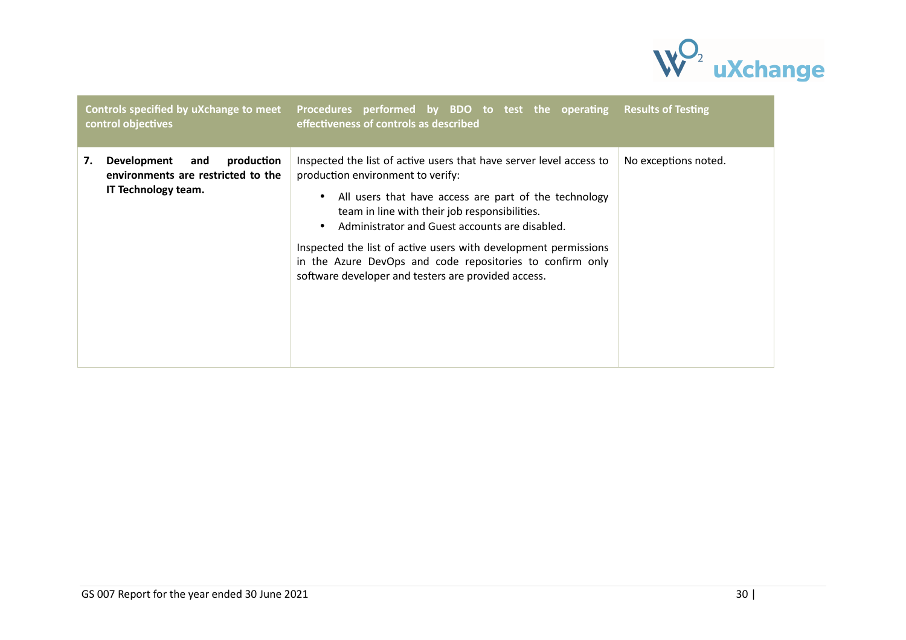| Controls specified by uXchange to meet control objectives | Procedures performed by BDO to test the operating effectiveness of controls as described | Results of Testing |
|---|---|---|
| **7. Development and production environments are restricted to the IT Technology team.** | Inspected the list of active users that have server level access to production environment to verify:<br>• All users that have access are part of the technology team in line with their job responsibilities.<br>• Administrator and Guest accounts are disabled.<br><br>Inspected the list of active users with development permissions in the Azure DevOps and code repositories to confirm only software developer and testers are provided access. | No exceptions noted. |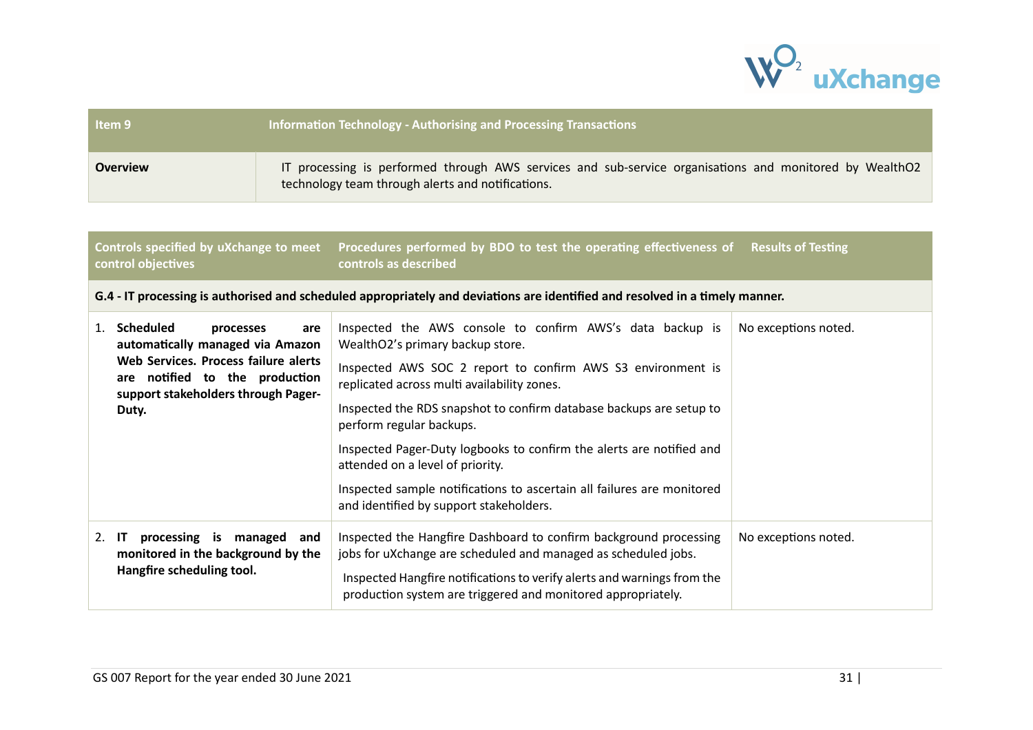| Item 9 | Information Technology - Authorising and Processing Transactions |
|---|---|
| **Overview** | IT processing is performed through AWS services and sub-service organisations and monitored by WealthO2 technology team through alerts and notifications. |

| Controls specified by uXchange to meet control objectives | Procedures performed by BDO to test the operating effectiveness of controls as described | Results of Testing |
|---|---|---|
| **G.4 - IT processing is authorised and scheduled appropriately and deviations are identified and resolved in a timely manner.** | | |
| 1. **Scheduled processes are automatically managed via Amazon Web Services. Process failure alerts are notified to the production support stakeholders through Pager-Duty.** | Inspected the AWS console to confirm AWS's data backup is WealthO2's primary backup store.<br><br>Inspected AWS SOC 2 report to confirm AWS S3 environment is replicated across multi availability zones.<br><br>Inspected the RDS snapshot to confirm database backups are setup to perform regular backups.<br><br>Inspected Pager-Duty logbooks to confirm the alerts are notified and attended on a level of priority.<br><br>Inspected sample notifications to ascertain all failures are monitored and identified by support stakeholders. | No exceptions noted. |
| 2. **IT processing is managed and monitored in the background by the Hangfire scheduling tool.** | Inspected the Hangfire Dashboard to confirm background processing jobs for uXchange are scheduled and managed as scheduled jobs.<br><br>Inspected Hangfire notifications to verify alerts and warnings from the production system are triggered and monitored appropriately. | No exceptions noted. |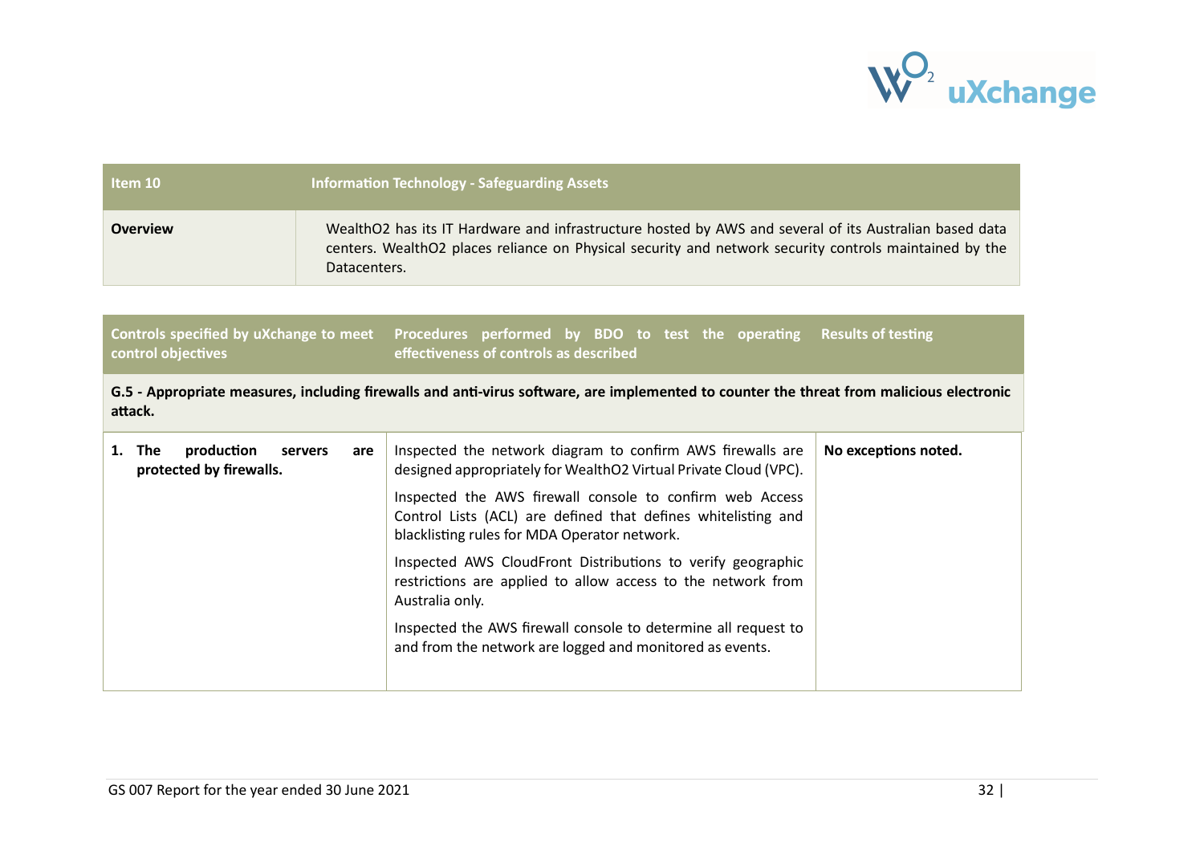| Item 10 | Information Technology - Safeguarding Assets |
|---|---|
| **Overview** | WealthO2 has its IT Hardware and infrastructure hosted by AWS and several of its Australian based data centers. WealthO2 places reliance on Physical security and network security controls maintained by the Datacenters. |

| Controls specified by uXchange to meet control objectives | Procedures performed by BDO to test the operating effectiveness of controls as described | Results of testing |
|---|---|---|
| **G.5 - Appropriate measures, including firewalls and anti-virus software, are implemented to counter the threat from malicious electronic attack.** | | |
| **1. The production servers are protected by firewalls.** | Inspected the network diagram to confirm AWS firewalls are designed appropriately for WealthO2 Virtual Private Cloud (VPC).<br><br>Inspected the AWS firewall console to confirm web Access Control Lists (ACL) are defined that defines whitelisting and blacklisting rules for MDA Operator network.<br><br>Inspected AWS CloudFront Distributions to verify geographic restrictions are applied to allow access to the network from Australia only.<br><br>Inspected the AWS firewall console to determine all request to and from the network are logged and monitored as events. | **No exceptions noted.** |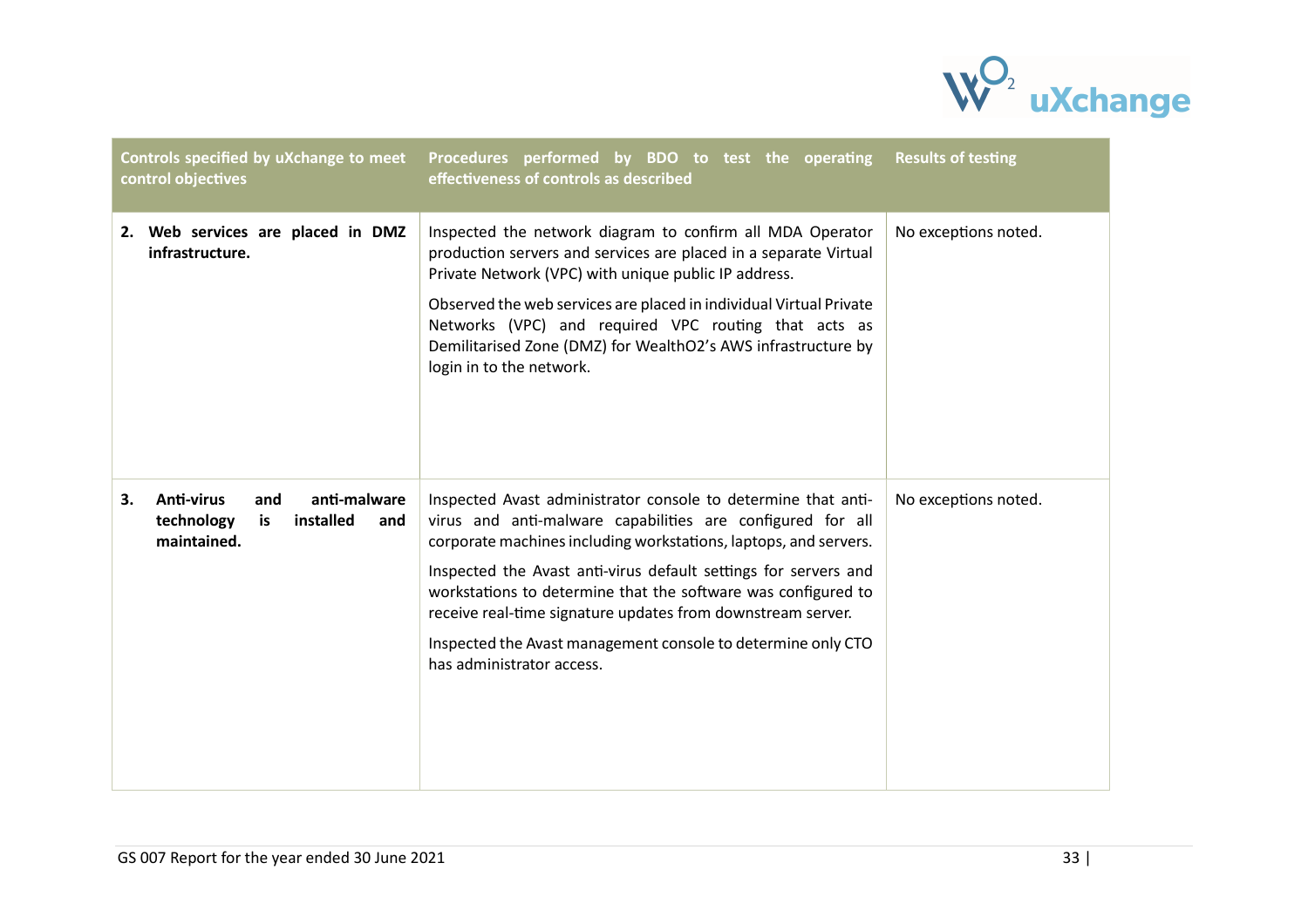| Controls specified by uXchange to meet control objectives | Procedures performed by BDO to test the operating effectiveness of controls as described | Results of testing |
|---|---|---|
| **2. Web services are placed in DMZ infrastructure.** | Inspected the network diagram to confirm all MDA Operator production servers and services are placed in a separate Virtual Private Network (VPC) with unique public IP address.<br><br>Observed the web services are placed in individual Virtual Private Networks (VPC) and required VPC routing that acts as Demilitarised Zone (DMZ) for WealthO2's AWS infrastructure by login in to the network. | No exceptions noted. |
| **3. Anti-virus and anti-malware technology is installed and maintained.** | Inspected Avast administrator console to determine that anti-virus and anti-malware capabilities are configured for all corporate machines including workstations, laptops, and servers.<br><br>Inspected the Avast anti-virus default settings for servers and workstations to determine that the software was configured to receive real-time signature updates from downstream server.<br><br>Inspected the Avast management console to determine only CTO has administrator access. | No exceptions noted. |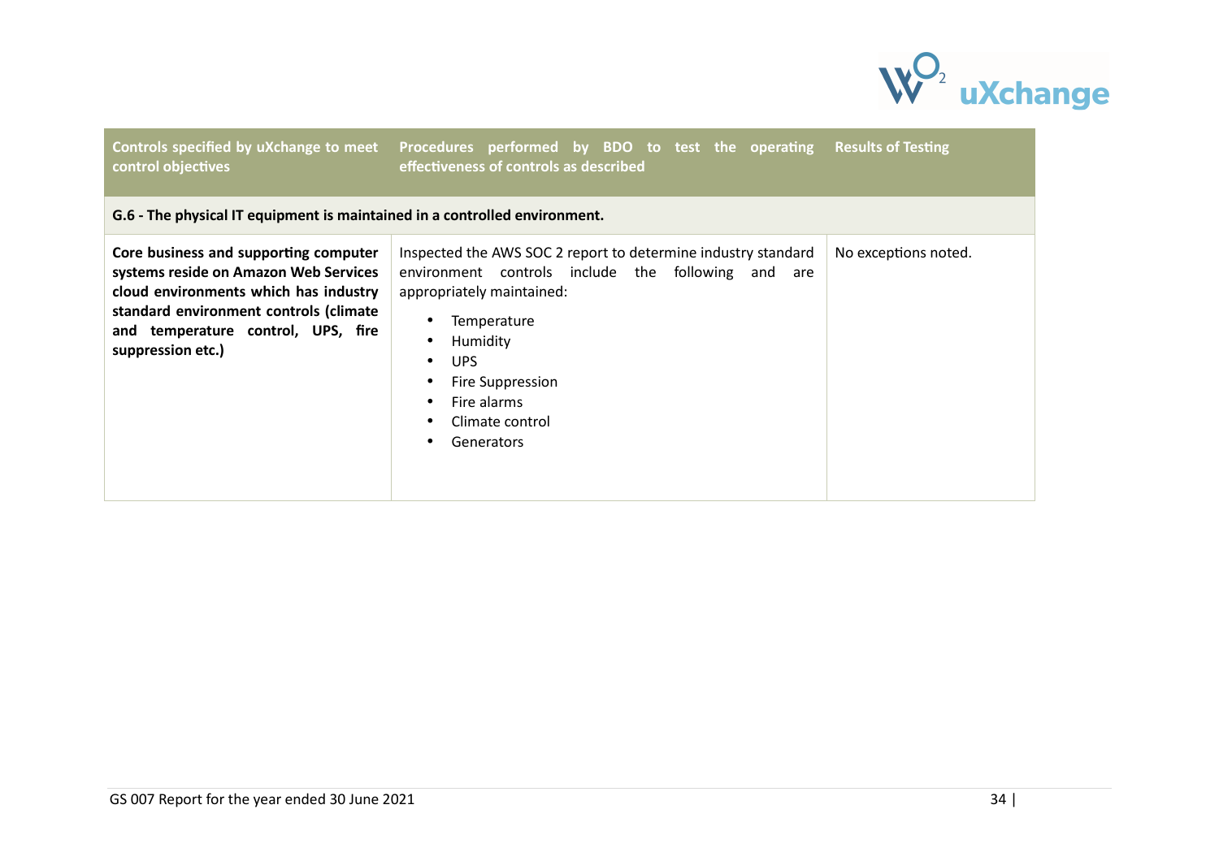| Controls specified by uXchange to meet control objectives | Procedures performed by BDO to test the operating effectiveness of controls as described | Results of Testing |
| --- | --- | --- |
| **G.6 - The physical IT equipment is maintained in a controlled environment.** | | |
| **Core business and supporting computer systems reside on Amazon Web Services cloud environments which has industry standard environment controls (climate and temperature control, UPS, fire suppression etc.)** | Inspected the AWS SOC 2 report to determine industry standard environment controls include the following and are appropriately maintained:<br>• Temperature<br>• Humidity<br>• UPS<br>• Fire Suppression<br>• Fire alarms<br>• Climate control<br>• Generators | No exceptions noted. |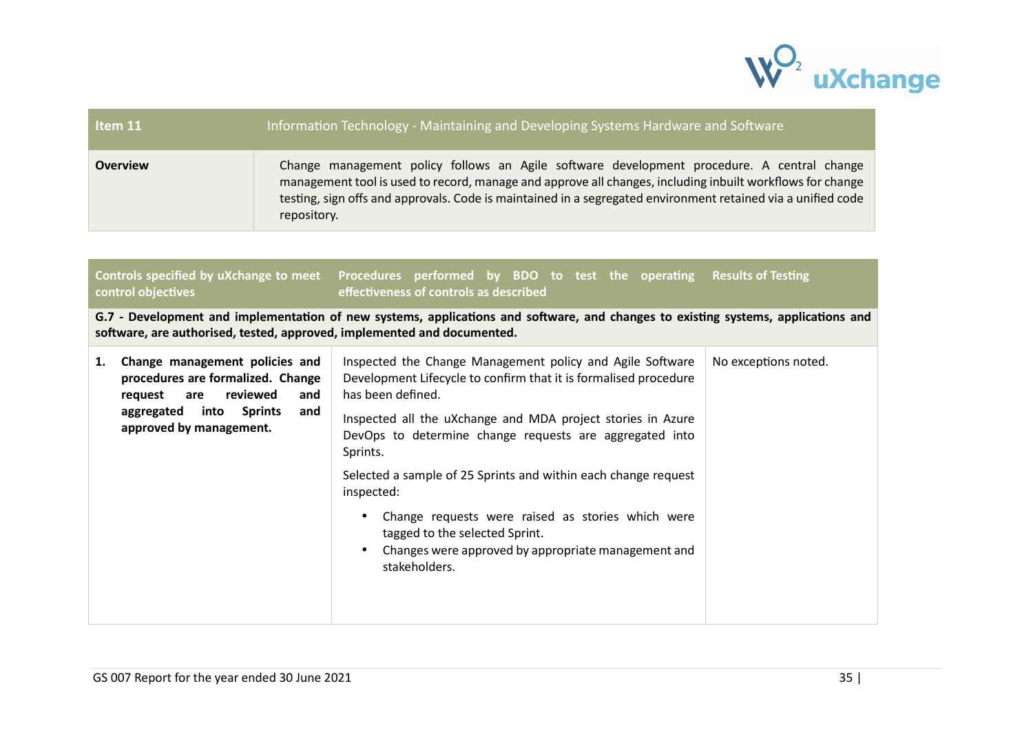| Item 11 | Information Technology - Maintaining and Developing Systems Hardware and Software |
|---|---|
| **Overview** | Change management policy follows an Agile software development procedure. A central change management tool is used to record, manage and approve all changes, including inbuilt workflows for change testing, sign offs and approvals. Code is maintained in a segregated environment retained via a unified code repository. |

| Controls specified by uXchange to meet control objectives | Procedures performed by BDO to test the operating effectiveness of controls as described | Results of Testing |
|---|---|---|
| **G.7 - Development and implementation of new systems, applications and software, and changes to existing systems, applications and software, are authorised, tested, approved, implemented and documented.** | | |
| **1. Change management policies and procedures are formalized. Change request are reviewed and aggregated into Sprints and approved by management.** | Inspected the Change Management policy and Agile Software Development Lifecycle to confirm that it is formalised procedure has been defined.<br><br>Inspected all the uXchange and MDA project stories in Azure DevOps to determine change requests are aggregated into Sprints.<br><br>Selected a sample of 25 Sprints and within each change request inspected:<br><br>• Change requests were raised as stories which were tagged to the selected Sprint.<br>• Changes were approved by appropriate management and stakeholders. | No exceptions noted. |

GS 007 Report for the year ended 30 June 2021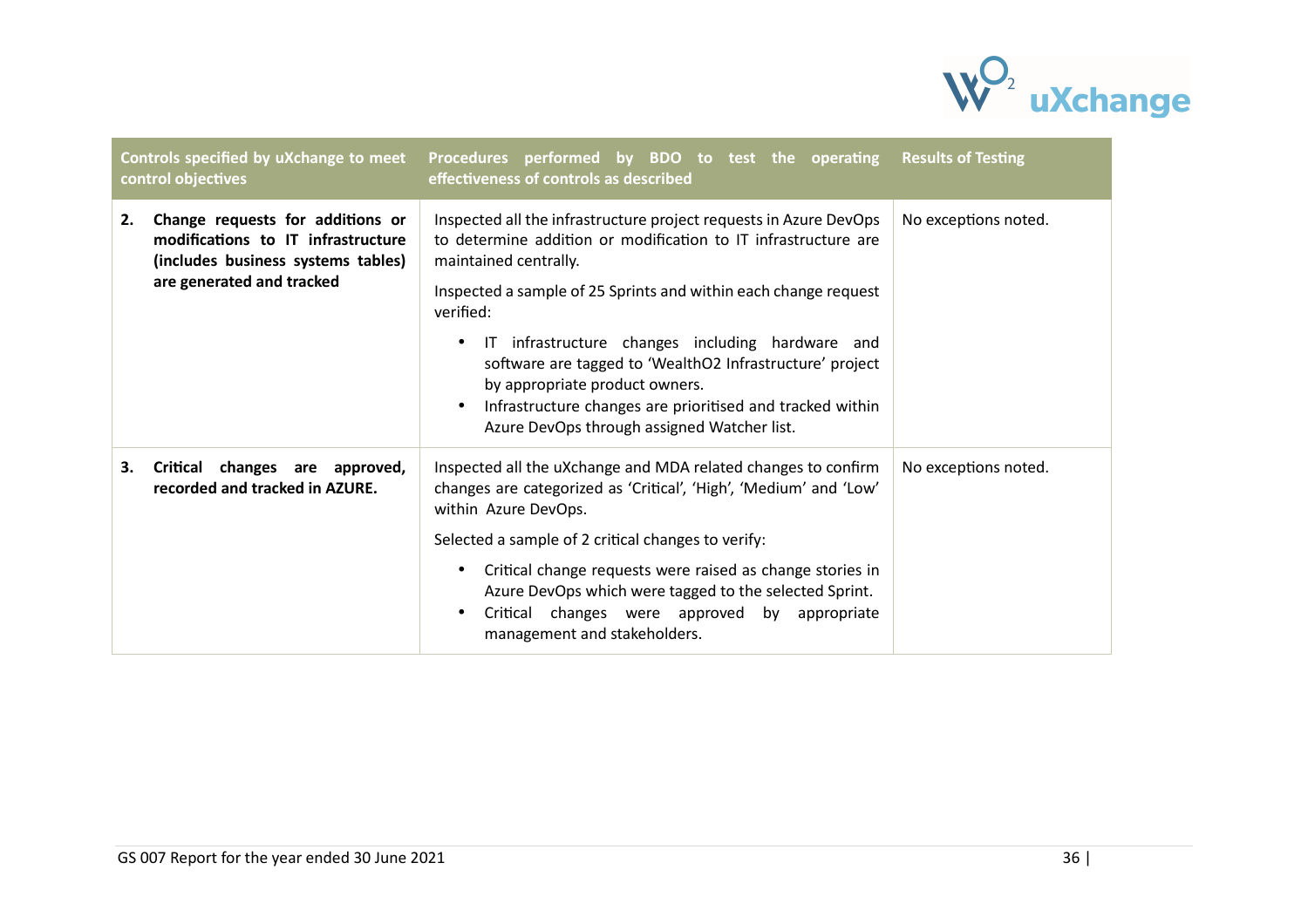| Controls specified by uXchange to meet control objectives | Procedures performed by BDO to test the operating effectiveness of controls as described | Results of Testing |
|---|---|---|
| **2. Change requests for additions or modifications to IT infrastructure (includes business systems tables) are generated and tracked** | Inspected all the infrastructure project requests in Azure DevOps to determine addition or modification to IT infrastructure are maintained centrally.<br><br>Inspected a sample of 25 Sprints and within each change request verified:<br>• IT infrastructure changes including hardware and software are tagged to 'WealthO2 Infrastructure' project by appropriate product owners.<br>• Infrastructure changes are prioritised and tracked within Azure DevOps through assigned Watcher list. | No exceptions noted. |
| **3. Critical changes are approved, recorded and tracked in AZURE.** | Inspected all the uXchange and MDA related changes to confirm changes are categorized as 'Critical', 'High', 'Medium' and 'Low' within Azure DevOps.<br><br>Selected a sample of 2 critical changes to verify:<br>• Critical change requests were raised as change stories in Azure DevOps which were tagged to the selected Sprint.<br>• Critical changes were approved by appropriate management and stakeholders. | No exceptions noted. |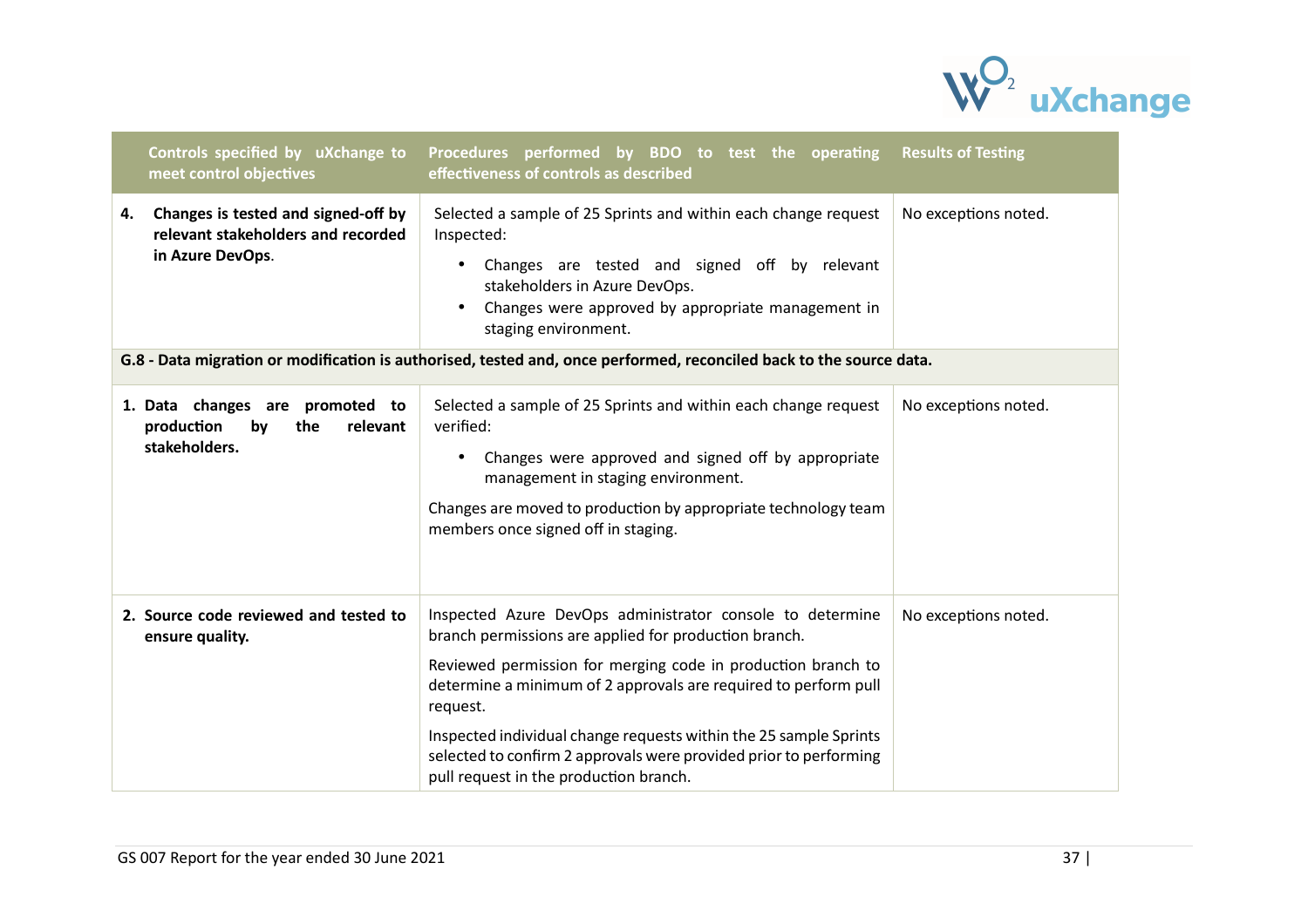| Controls specified by uXchange to meet control objectives | Procedures performed by BDO to test the operating effectiveness of controls as described | Results of Testing |
|---|---|---|
| **4. Changes is tested and signed-off by relevant stakeholders and recorded in Azure DevOps**. | Selected a sample of 25 Sprints and within each change request Inspected:<br>• Changes are tested and signed off by relevant stakeholders in Azure DevOps.<br>• Changes were approved by appropriate management in staging environment. | No exceptions noted. |
| **G.8 - Data migration or modification is authorised, tested and, once performed, reconciled back to the source data.** | | |
| **1. Data changes are promoted to production by the relevant stakeholders.** | Selected a sample of 25 Sprints and within each change request verified:<br>• Changes were approved and signed off by appropriate management in staging environment.<br>Changes are moved to production by appropriate technology team members once signed off in staging. | No exceptions noted. |
| **2. Source code reviewed and tested to ensure quality.** | Inspected Azure DevOps administrator console to determine branch permissions are applied for production branch.<br>Reviewed permission for merging code in production branch to determine a minimum of 2 approvals are required to perform pull request.<br>Inspected individual change requests within the 25 sample Sprints selected to confirm 2 approvals were provided prior to performing pull request in the production branch. | No exceptions noted. |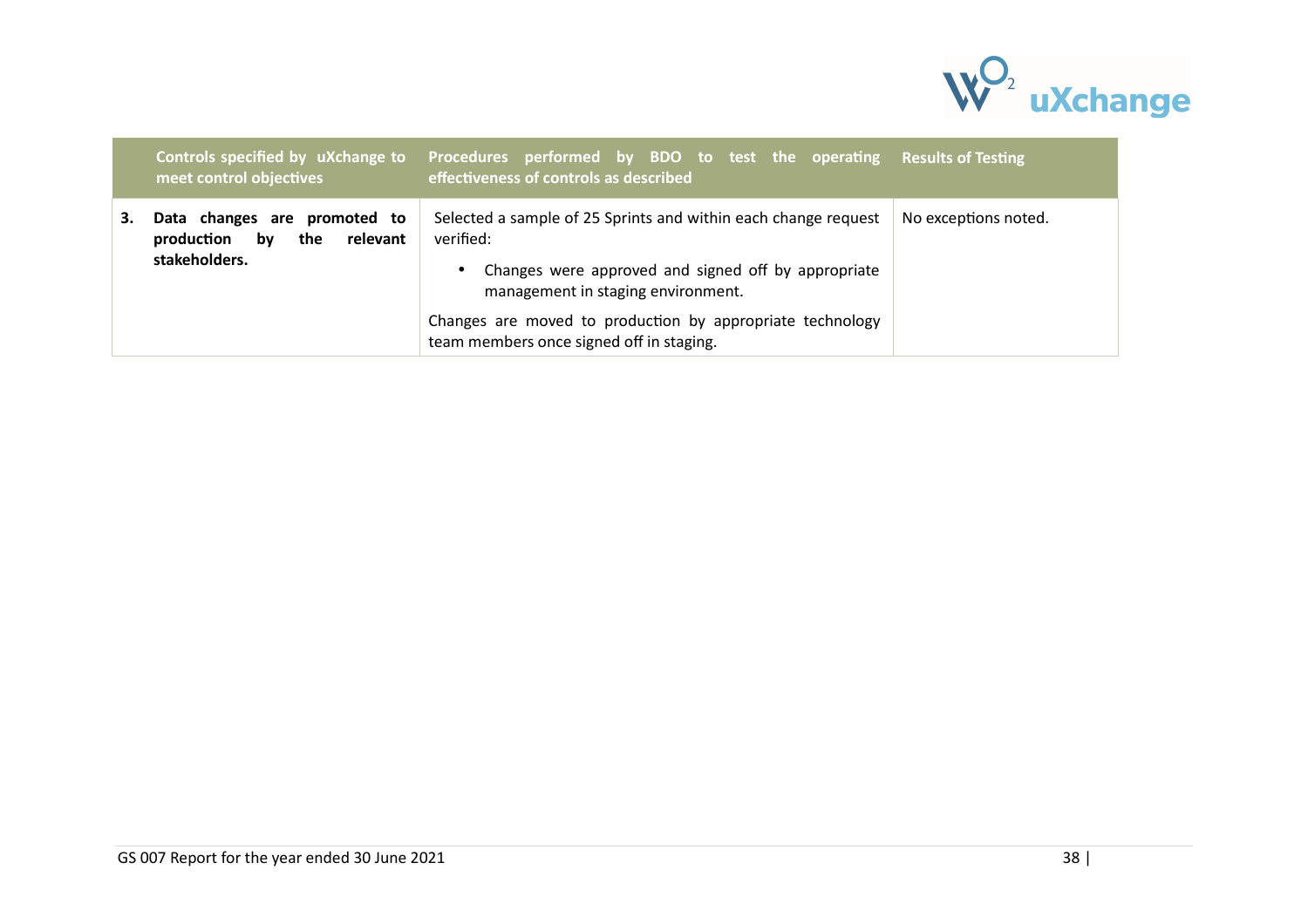| | Controls specified by uXchange to meet control objectives | Procedures performed by BDO to test the operating effectiveness of controls as described | Results of Testing |
|---|---|---|---|
| 3. | **Data changes are promoted to production by the relevant stakeholders.** | Selected a sample of 25 Sprints and within each change request verified:<br>• Changes were approved and signed off by appropriate management in staging environment.<br>Changes are moved to production by appropriate technology team members once signed off in staging. | No exceptions noted. |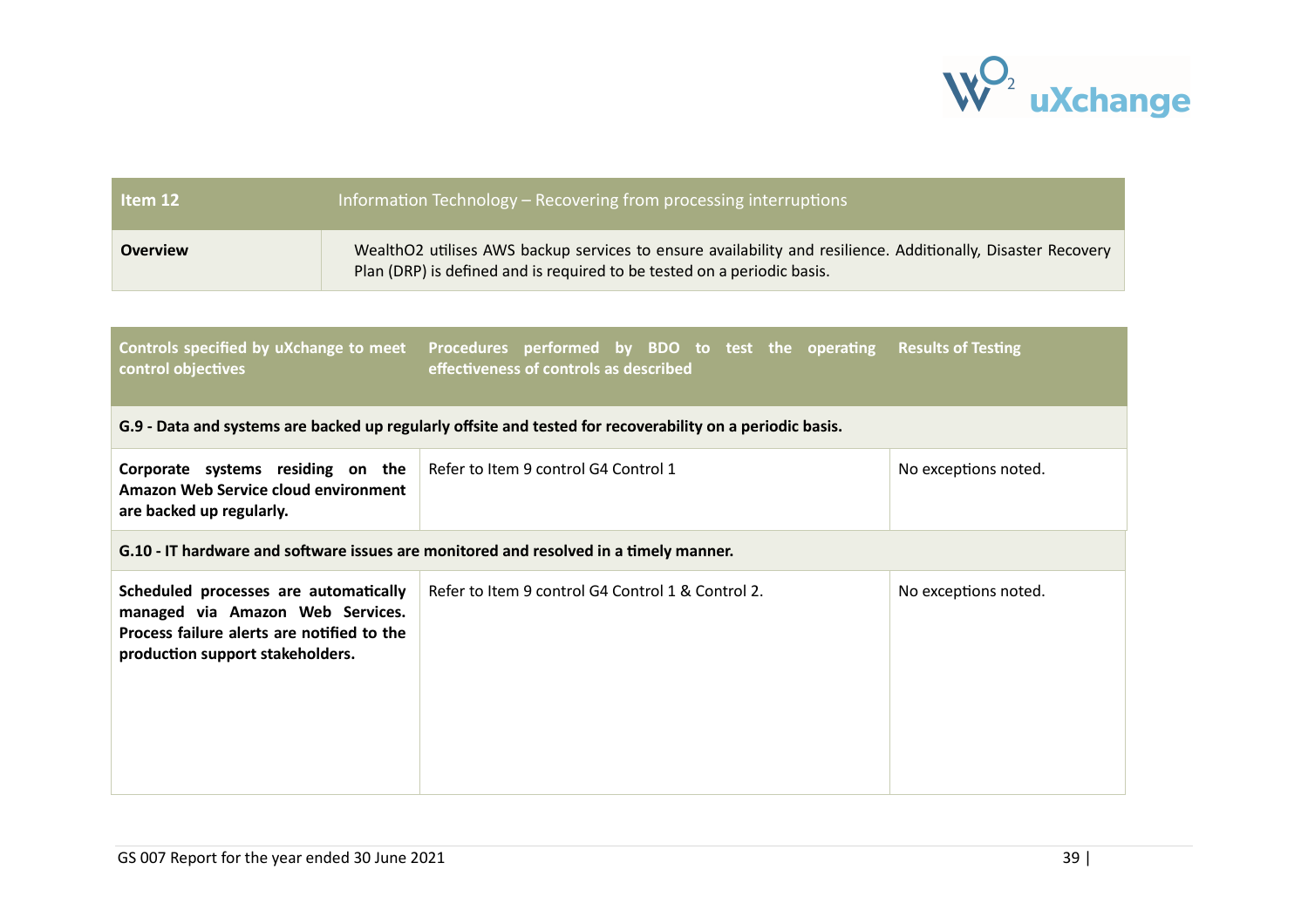| Item 12 | Information Technology – Recovering from processing interruptions |
| --- | --- |
| **Overview** | WealthO2 utilises AWS backup services to ensure availability and resilience. Additionally, Disaster Recovery Plan (DRP) is defined and is required to be tested on a periodic basis. |

| Controls specified by uXchange to meet control objectives | Procedures performed by BDO to test the operating effectiveness of controls as described | Results of Testing |
| --- | --- | --- |
| **G.9 - Data and systems are backed up regularly offsite and tested for recoverability on a periodic basis.** | | |
| **Corporate systems residing on the Amazon Web Service cloud environment are backed up regularly.** | Refer to Item 9 control G4 Control 1 | No exceptions noted. |
| **G.10 - IT hardware and software issues are monitored and resolved in a timely manner.** | | |
| **Scheduled processes are automatically managed via Amazon Web Services. Process failure alerts are notified to the production support stakeholders.** | Refer to Item 9 control G4 Control 1 & Control 2. | No exceptions noted. |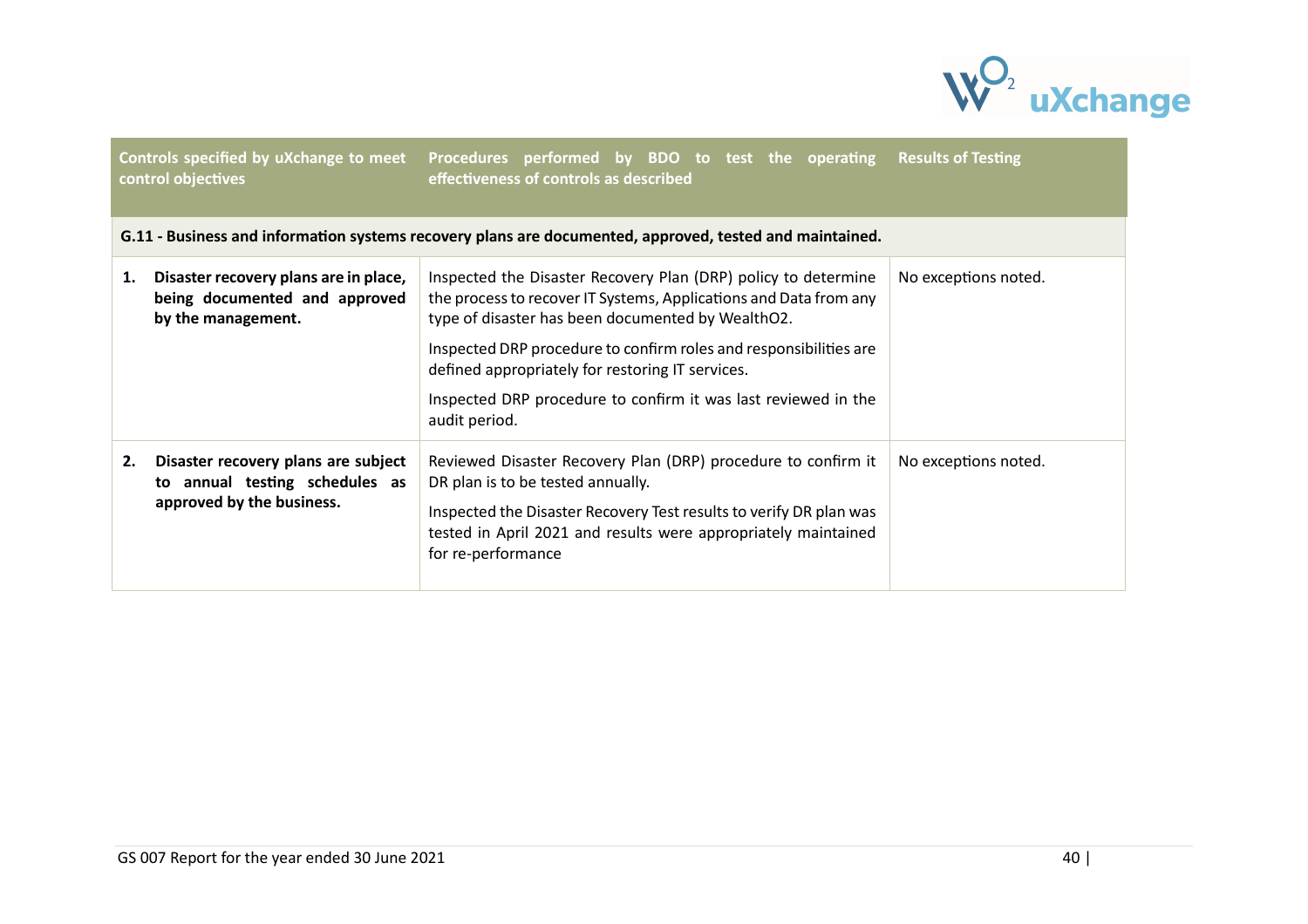| Controls specified by uXchange to meet control objectives | Procedures performed by BDO to test the operating effectiveness of controls as described | Results of Testing |
|---|---|---|
| **G.11 - Business and information systems recovery plans are documented, approved, tested and maintained.** | | |
| **1. Disaster recovery plans are in place, being documented and approved by the management.** | Inspected the Disaster Recovery Plan (DRP) policy to determine the process to recover IT Systems, Applications and Data from any type of disaster has been documented by WealthO2.<br><br>Inspected DRP procedure to confirm roles and responsibilities are defined appropriately for restoring IT services.<br><br>Inspected DRP procedure to confirm it was last reviewed in the audit period. | No exceptions noted. |
| **2. Disaster recovery plans are subject to annual testing schedules as approved by the business.** | Reviewed Disaster Recovery Plan (DRP) procedure to confirm it DR plan is to be tested annually.<br><br>Inspected the Disaster Recovery Test results to verify DR plan was tested in April 2021 and results were appropriately maintained for re-performance | No exceptions noted. |

GS 007 Report for the year ended 30 June 2021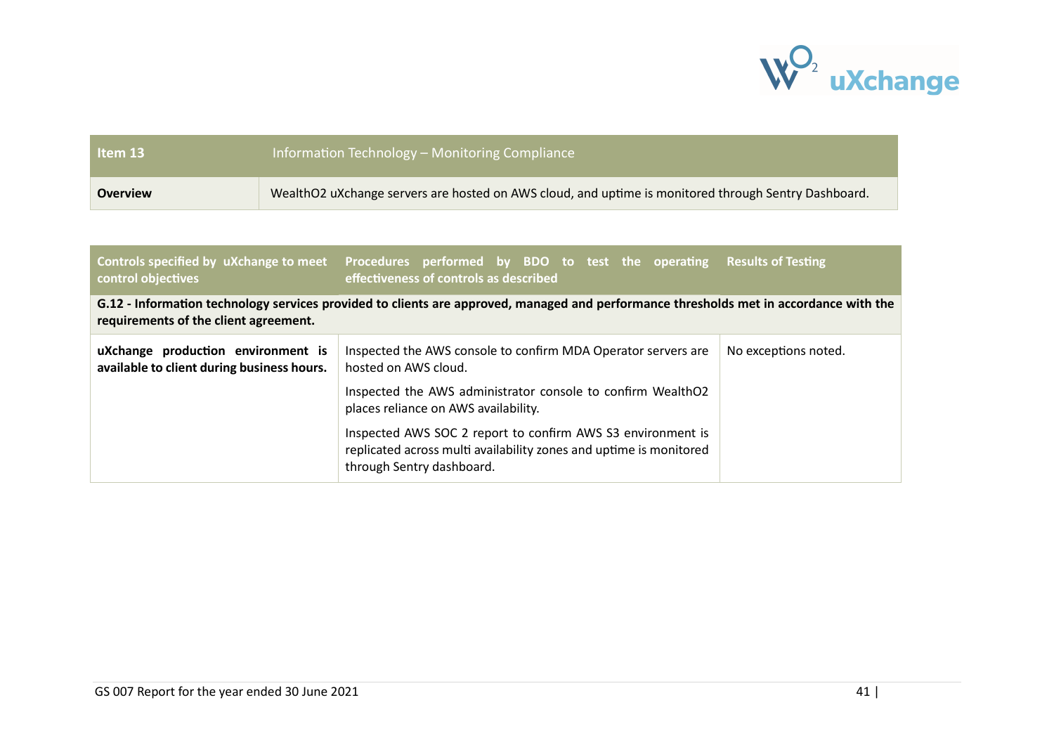| Item 13 | Information Technology – Monitoring Compliance |
| --- | --- |
| **Overview** | WealthO2 uXchange servers are hosted on AWS cloud, and uptime is monitored through Sentry Dashboard. |

| Controls specified by uXchange to meet control objectives | Procedures performed by BDO to test the operating effectiveness of controls as described | Results of Testing |
| --- | --- | --- |
| **G.12 - Information technology services provided to clients are approved, managed and performance thresholds met in accordance with the requirements of the client agreement.** | | |
| **uXchange production environment is available to client during business hours.** | Inspected the AWS console to confirm MDA Operator servers are hosted on AWS cloud.<br><br>Inspected the AWS administrator console to confirm WealthO2 places reliance on AWS availability.<br><br>Inspected AWS SOC 2 report to confirm AWS S3 environment is replicated across multi availability zones and uptime is monitored through Sentry dashboard. | No exceptions noted. |

GS 007 Report for the year ended 30 June 2021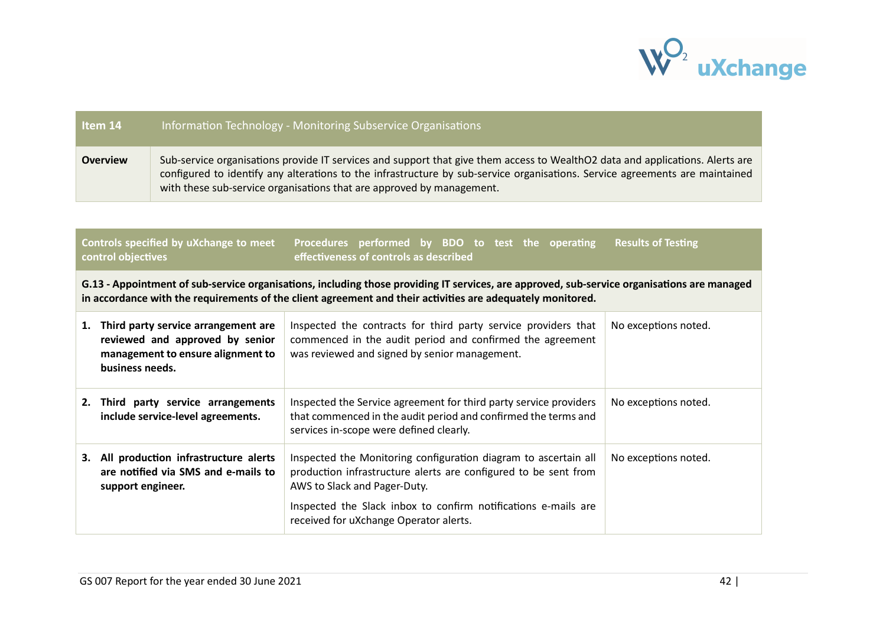| Item 14 | Information Technology - Monitoring Subservice Organisations |
|---|---|
| **Overview** | Sub-service organisations provide IT services and support that give them access to WealthO2 data and applications. Alerts are configured to identify any alterations to the infrastructure by sub-service organisations. Service agreements are maintained with these sub-service organisations that are approved by management. |

| Controls specified by uXchange to meet control objectives | Procedures performed by BDO to test the operating effectiveness of controls as described | Results of Testing |
|---|---|---|
| **G.13 - Appointment of sub-service organisations, including those providing IT services, are approved, sub-service organisations are managed in accordance with the requirements of the client agreement and their activities are adequately monitored.** | | |
| **1. Third party service arrangement are reviewed and approved by senior management to ensure alignment to business needs.** | Inspected the contracts for third party service providers that commenced in the audit period and confirmed the agreement was reviewed and signed by senior management. | No exceptions noted. |
| **2. Third party service arrangements include service-level agreements.** | Inspected the Service agreement for third party service providers that commenced in the audit period and confirmed the terms and services in-scope were defined clearly. | No exceptions noted. |
| **3. All production infrastructure alerts are notified via SMS and e-mails to support engineer.** | Inspected the Monitoring configuration diagram to ascertain all production infrastructure alerts are configured to be sent from AWS to Slack and Pager-Duty.<br><br>Inspected the Slack inbox to confirm notifications e-mails are received for uXchange Operator alerts. | No exceptions noted. |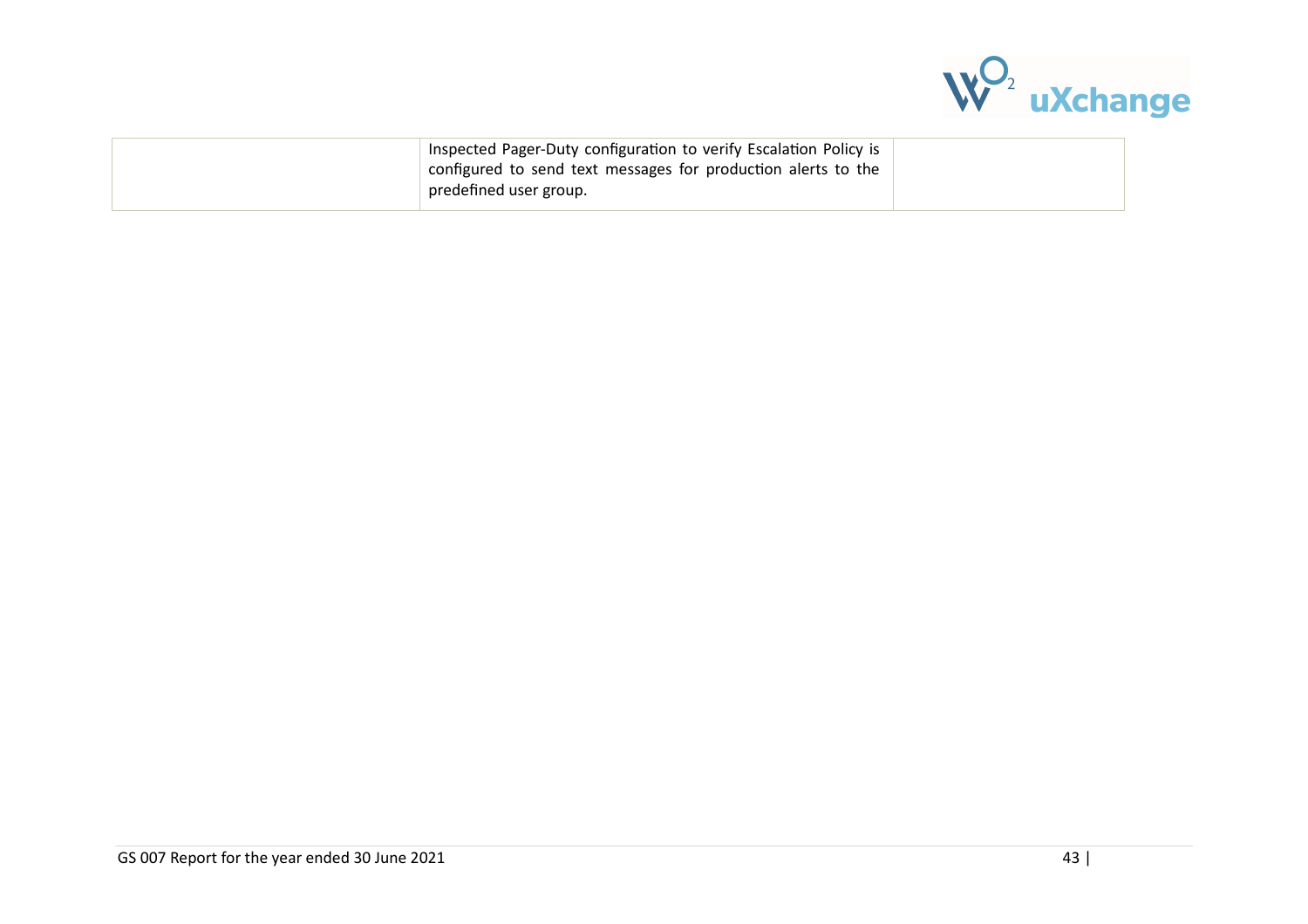|  | Inspected Pager-Duty configuration to verify Escalation Policy is configured to send text messages for production alerts to the predefined user group. |  |
|---|---|---|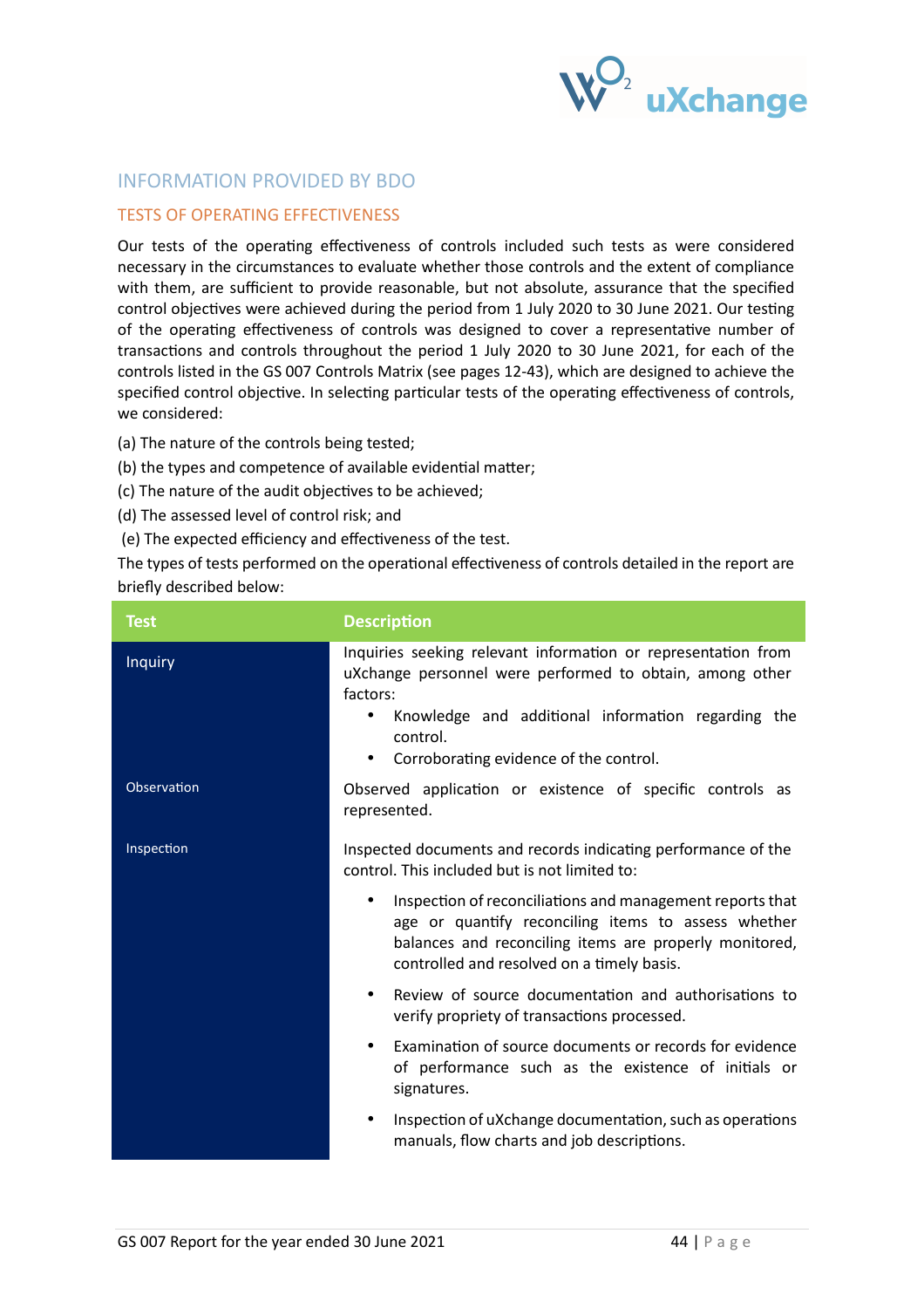## INFORMATION PROVIDED BY BDO

### TESTS OF OPERATING EFFECTIVENESS

Our tests of the operating effectiveness of controls included such tests as were considered necessary in the circumstances to evaluate whether those controls and the extent of compliance with them, are sufficient to provide reasonable, but not absolute, assurance that the specified control objectives were achieved during the period from 1 July 2020 to 30 June 2021. Our testing of the operating effectiveness of controls was designed to cover a representative number of transactions and controls throughout the period 1 July 2020 to 30 June 2021, for each of the controls listed in the GS 007 Controls Matrix (see pages 12-43), which are designed to achieve the specified control objective. In selecting particular tests of the operating effectiveness of controls, we considered:

(a) The nature of the controls being tested;

(b) the types and competence of available evidential matter;

(c) The nature of the audit objectives to be achieved;

(d) The assessed level of control risk; and

(e) The expected efficiency and effectiveness of the test.

The types of tests performed on the operational effectiveness of controls detailed in the report are briefly described below:

| Test | Description |
|---|---|
| Inquiry | Inquiries seeking relevant information or representation from uXchange personnel were performed to obtain, among other factors:<br>• Knowledge and additional information regarding the control.<br>• Corroborating evidence of the control. |
| Observation | Observed application or existence of specific controls as represented. |
| Inspection | Inspected documents and records indicating performance of the control. This included but is not limited to:<br>• Inspection of reconciliations and management reports that age or quantify reconciling items to assess whether balances and reconciling items are properly monitored, controlled and resolved on a timely basis.<br>• Review of source documentation and authorisations to verify propriety of transactions processed.<br>• Examination of source documents or records for evidence of performance such as the existence of initials or signatures.<br>• Inspection of uXchange documentation, such as operations manuals, flow charts and job descriptions. |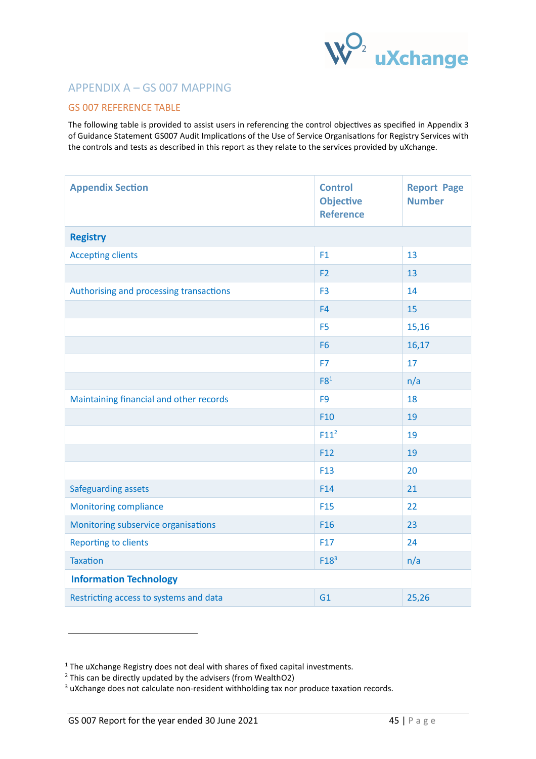## APPENDIX A – GS 007 MAPPING

### GS 007 REFERENCE TABLE

The following table is provided to assist users in referencing the control objectives as specified in Appendix 3 of Guidance Statement GS007 Audit Implications of the Use of Service Organisations for Registry Services with the controls and tests as described in this report as they relate to the services provided by uXchange.

| Appendix Section | Control Objective Reference | Report Page Number |
|---|---|---|
| **Registry** | | |
| Accepting clients | F1 | 13 |
| | F2 | 13 |
| Authorising and processing transactions | F3 | 14 |
| | F4 | 15 |
| | F5 | 15,16 |
| | F6 | 16,17 |
| | F7 | 17 |
| | F8[1] | n/a |
| Maintaining financial and other records | F9 | 18 |
| | F10 | 19 |
| | F11[2] | 19 |
| | F12 | 19 |
| | F13 | 20 |
| Safeguarding assets | F14 | 21 |
| Monitoring compliance | F15 | 22 |
| Monitoring subservice organisations | F16 | 23 |
| Reporting to clients | F17 | 24 |
| Taxation | F18[3] | n/a |
| **Information Technology** | | |
| Restricting access to systems and data | G1 | 25,26 |

[1] The uXchange Registry does not deal with shares of fixed capital investments.

[2] This can be directly updated by the advisers (from WealthO2)

[3] uXchange does not calculate non-resident withholding tax nor produce taxation records.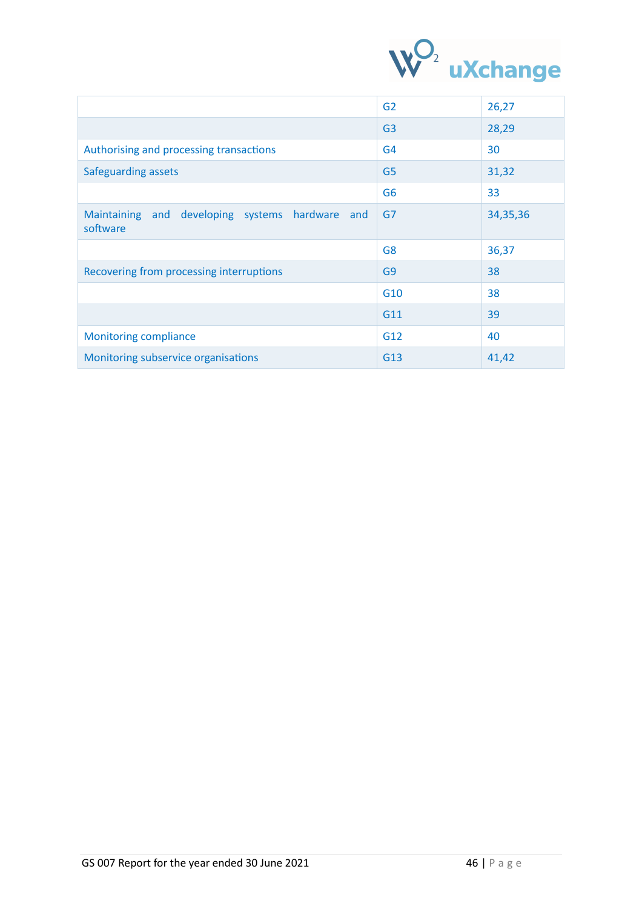| | | |
|---|---|---|
| | G2 | 26,27 |
| | G3 | 28,29 |
| Authorising and processing transactions | G4 | 30 |
| Safeguarding assets | G5 | 31,32 |
| | G6 | 33 |
| Maintaining and developing systems hardware and software | G7 | 34,35,36 |
| | G8 | 36,37 |
| Recovering from processing interruptions | G9 | 38 |
| | G10 | 38 |
| | G11 | 39 |
| Monitoring compliance | G12 | 40 |
| Monitoring subservice organisations | G13 | 41,42 |